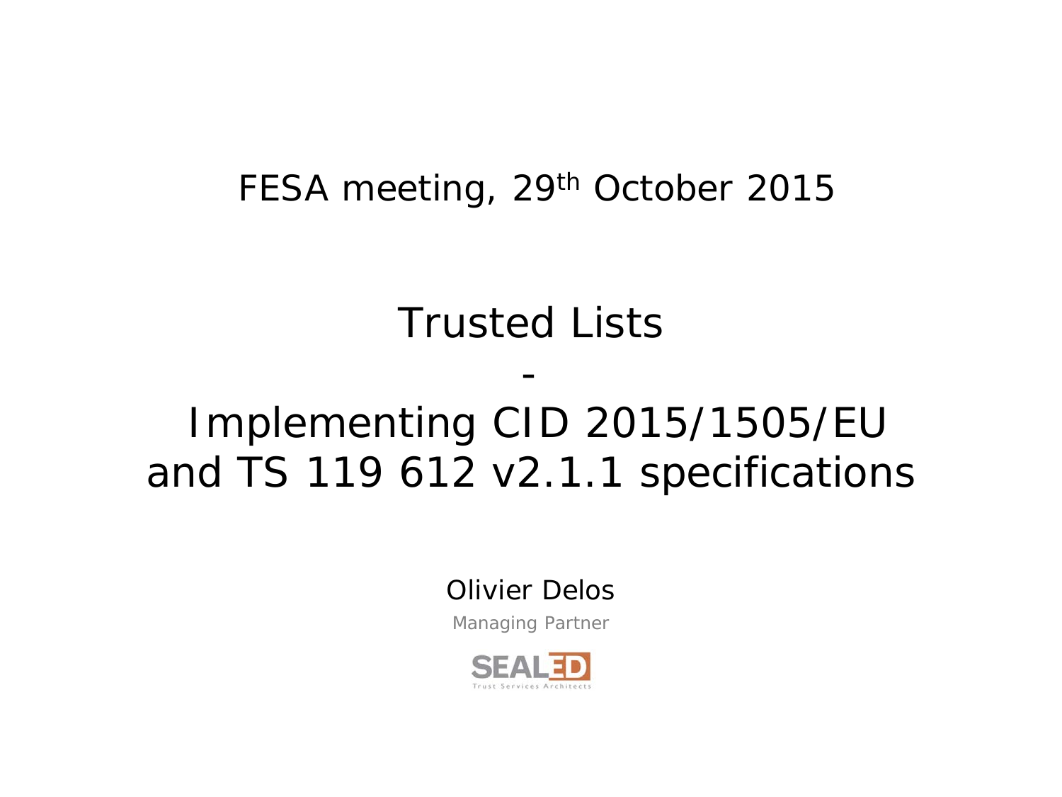FESA meeting, 29th October 2015

# Trusted Lists

-

# Implementing CID 2015/1505/EU and TS 119 612 v2.1.1 specifications

Olivier Delos

Managing Partner

SEALED

Trust Services Architects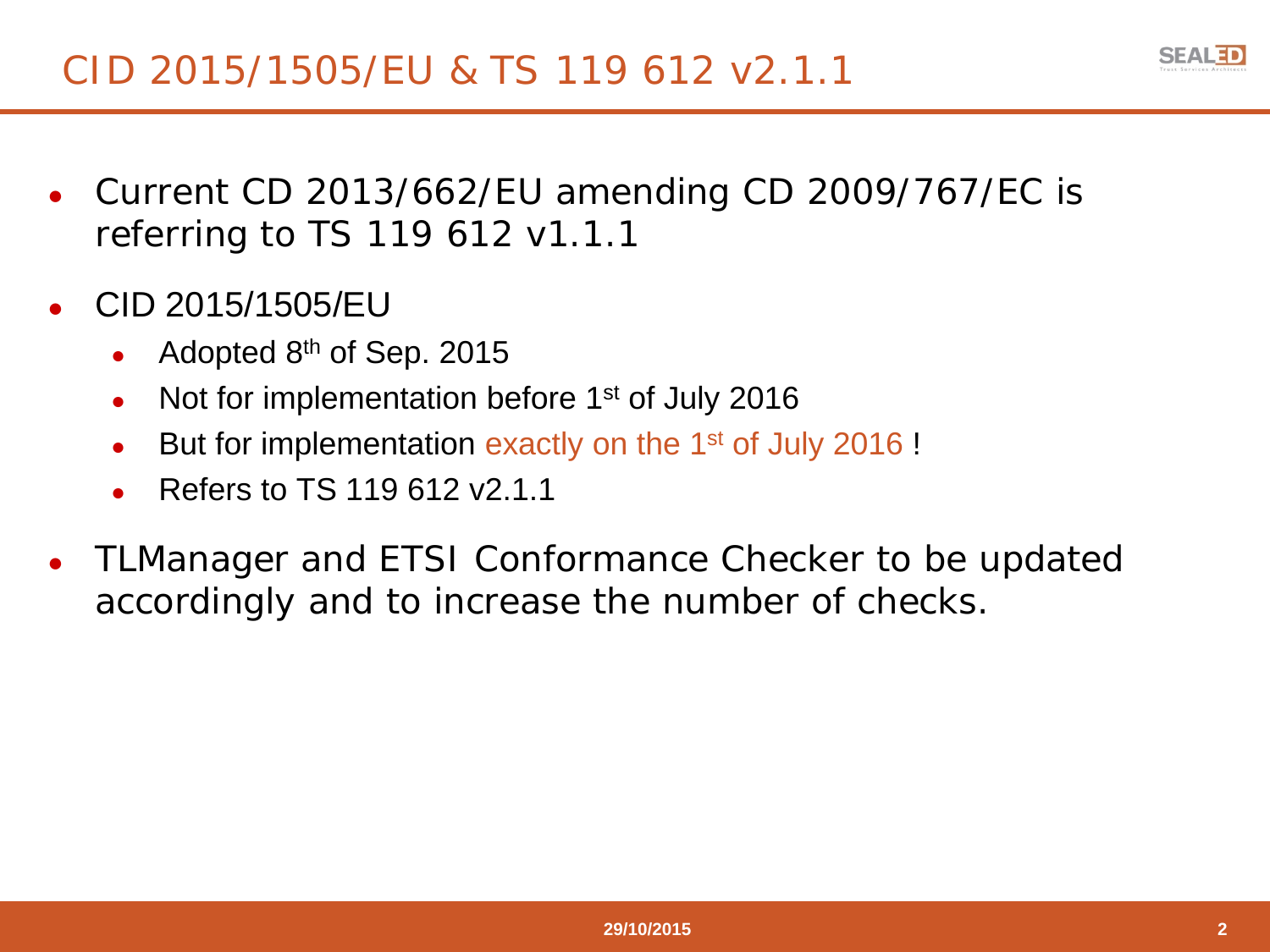# CID 2015/1505/EU & TS 119 612 v2.1.1

- Current CD 2013/662/EU amending CD 2009/767/EC is referring to TS 119 612 v1.1.1
- CID 2015/1505/EU
  - Adopted 8th of Sep. 2015
  - Not for implementation before 1st of July 2016
  - But for implementation exactly on the 1st of July 2016 !
  - Refers to TS 119 612 v2.1.1
- TLManager and ETSI Conformance Checker to be updated accordingly and to increase the number of checks.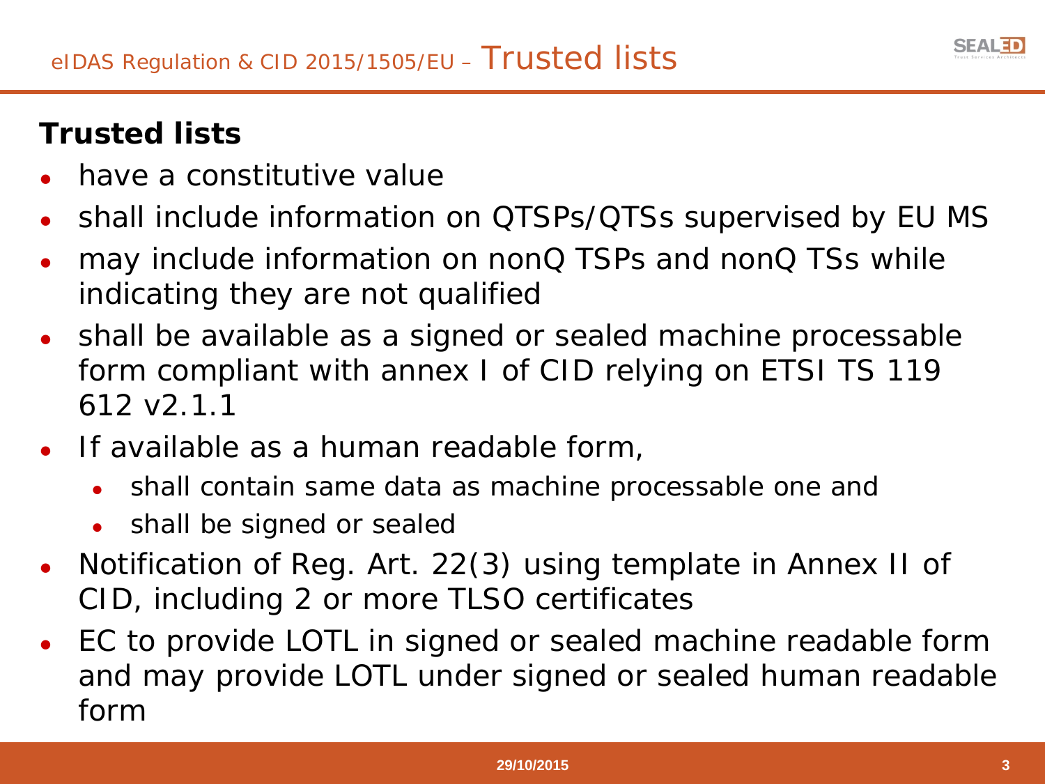# eIDAS Regulation & CID 2015/1505/EU – Trusted lists

**Trusted lists**

- have a constitutive value
- shall include information on QTSPs/QTSs supervised by EU MS
- may include information on nonQ TSPs and nonQ TSs while indicating they are not qualified
- shall be available as a signed or sealed machine processable form compliant with annex I of CID relying on ETSI TS 119 612 v2.1.1
- If available as a human readable form,
  - shall contain same data as machine processable one and
  - shall be signed or sealed
- Notification of Reg. Art. 22(3) using template in Annex II of CID, including 2 or more TLSO certificates
- EC to provide LOTL in signed or sealed machine readable form and may provide LOTL under signed or sealed human readable form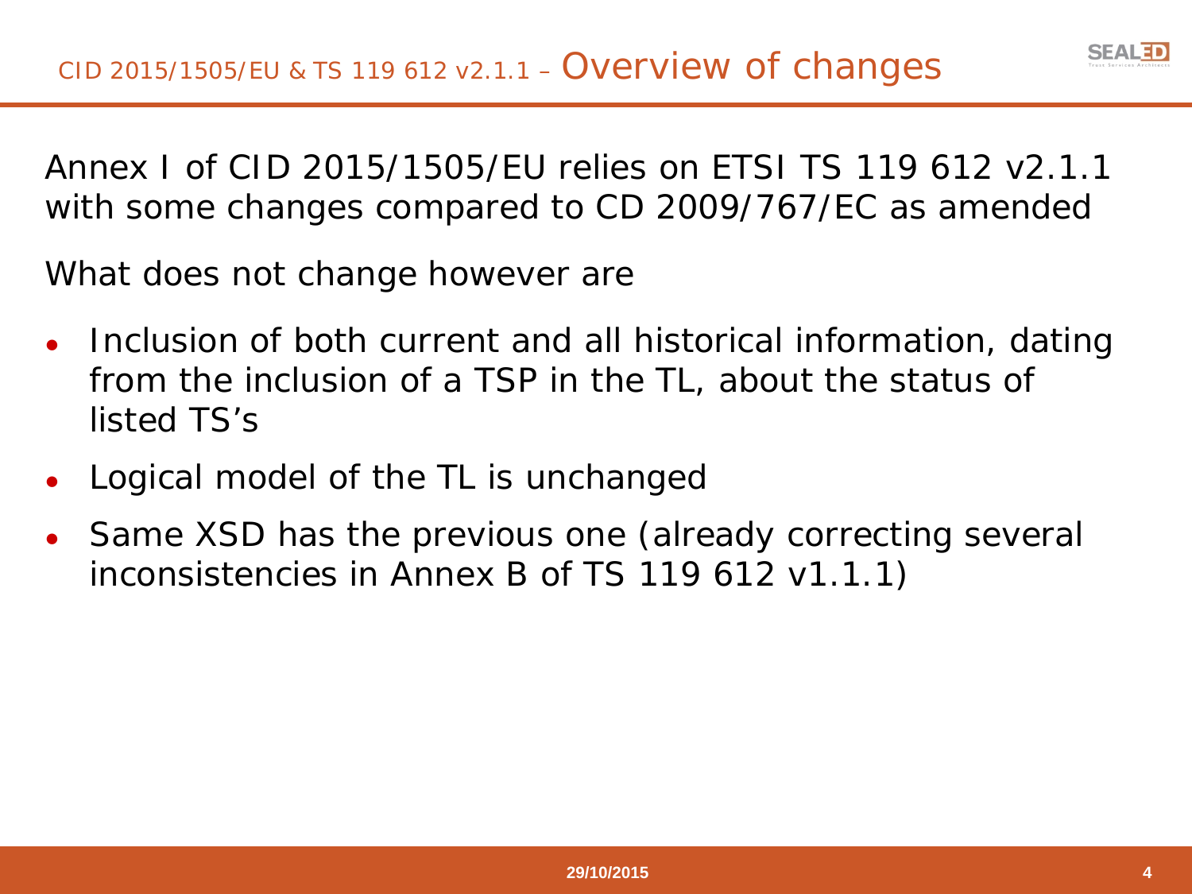## CID 2015/1505/EU & TS 119 612 v2.1.1 – Overview of changes

Annex I of CID 2015/1505/EU relies on ETSI TS 119 612 v2.1.1 with some changes compared to CD 2009/767/EC as amended

What does not change however are

- Inclusion of both current and all historical information, dating from the inclusion of a TSP in the TL, about the status of listed TS's
- Logical model of the TL is unchanged
- Same XSD has the previous one (already correcting several inconsistencies in Annex B of TS 119 612 v1.1.1)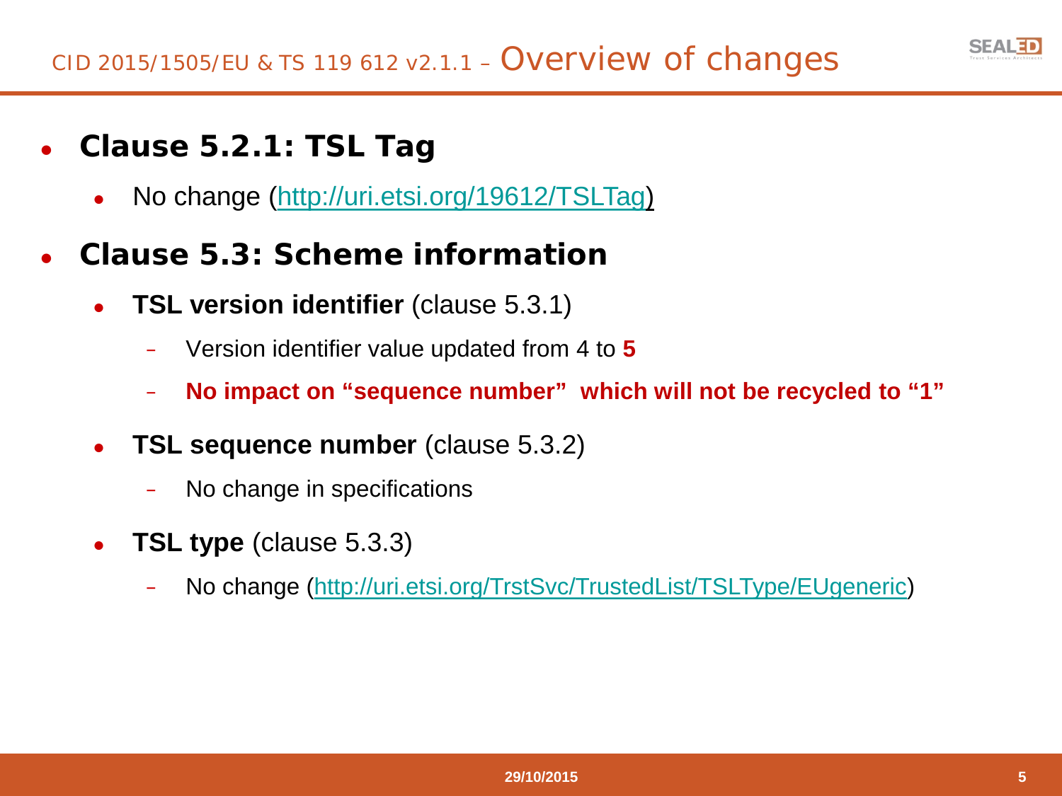# CID 2015/1505/EU & TS 119 612 v2.1.1 – Overview of changes

- **Clause 5.2.1: TSL Tag**
  - No change (http://uri.etsi.org/19612/TSLTag)
- **Clause 5.3: Scheme information**
  - **TSL version identifier** (clause 5.3.1)
    - Version identifier value updated from 4 to **5**
    - **No impact on "sequence number" which will not be recycled to "1"**
  - **TSL sequence number** (clause 5.3.2)
    - No change in specifications
  - **TSL type** (clause 5.3.3)
    - No change (http://uri.etsi.org/TrstSvc/TrustedList/TSLType/EUgeneric)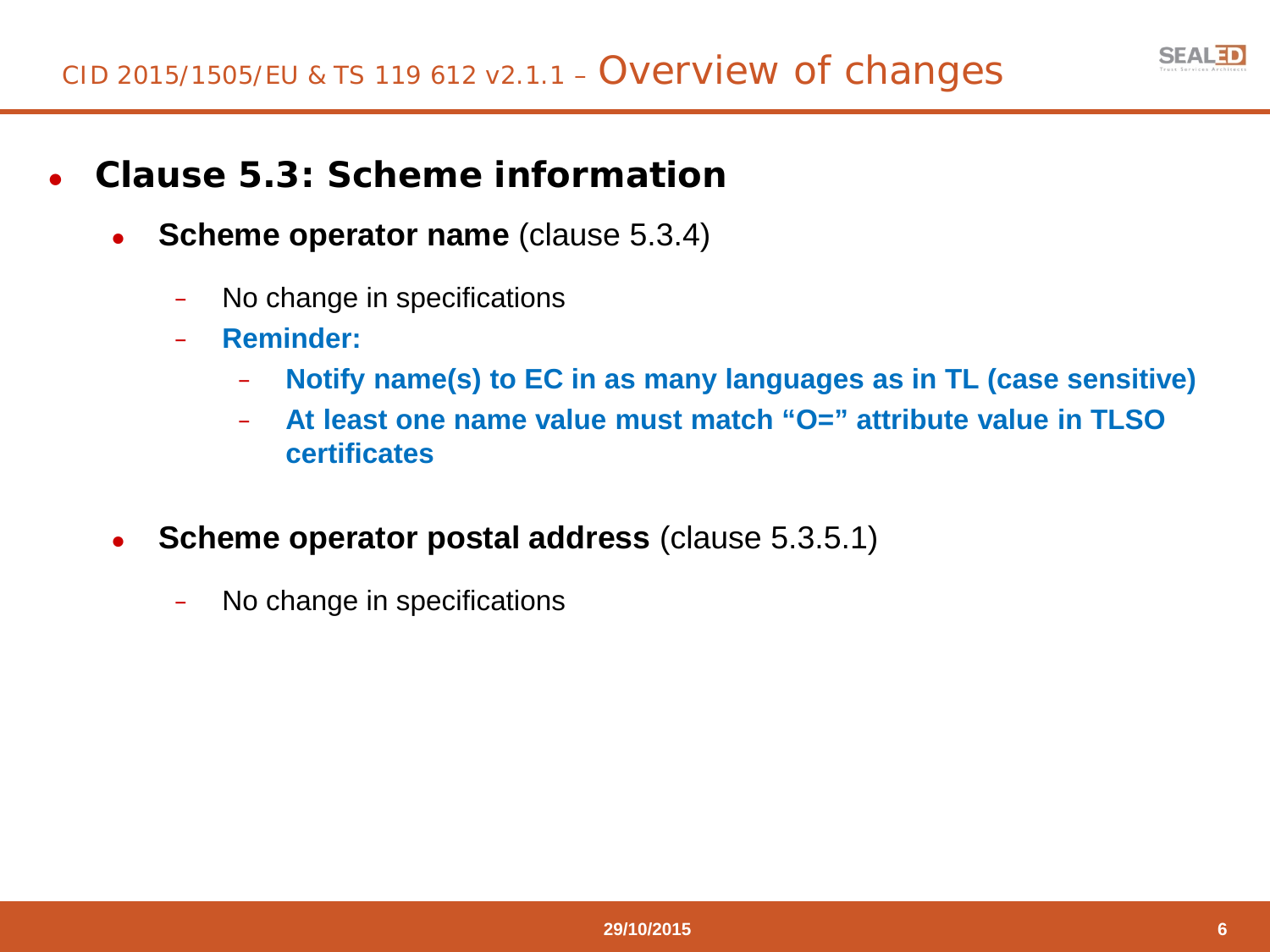- **Clause 5.3: Scheme information**
  - **Scheme operator name** (clause 5.3.4)
    - No change in specifications
    - **Reminder:**
      - **Notify name(s) to EC in as many languages as in TL (case sensitive)**
      - **At least one name value must match "O=" attribute value in TLSO certificates**
  - **Scheme operator postal address** (clause 5.3.5.1)
    - No change in specifications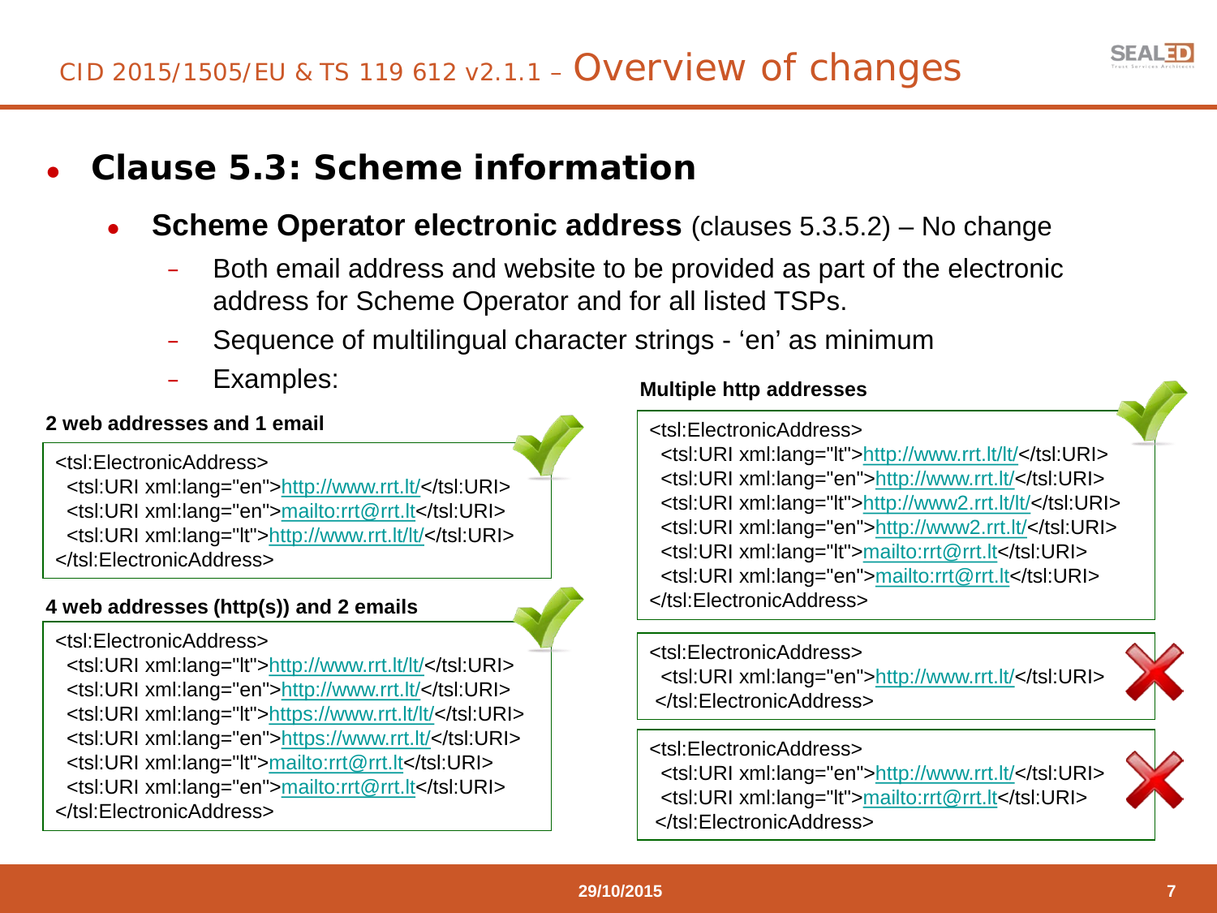# CID 2015/1505/EU & TS 119 612 v2.1.1 – Overview of changes

## Clause 5.3: Scheme information

- **Scheme Operator electronic address** (clauses 5.3.5.2) – No change
  - Both email address and website to be provided as part of the electronic address for Scheme Operator and for all listed TSPs.
  - Sequence of multilingual character strings - 'en' as minimum
  - Examples:

**2 web addresses and 1 email** ✔

```
<tsl:ElectronicAddress>
  <tsl:URI xml:lang="en">http://www.rrt.lt/</tsl:URI>
  <tsl:URI xml:lang="en">mailto:rrt@rrt.lt</tsl:URI>
  <tsl:URI xml:lang="lt">http://www.rrt.lt/lt/</tsl:URI>
</tsl:ElectronicAddress>
```

**4 web addresses (http(s)) and 2 emails** ✔

```
<tsl:ElectronicAddress>
  <tsl:URI xml:lang="lt">http://www.rrt.lt/lt/</tsl:URI>
  <tsl:URI xml:lang="en">http://www.rrt.lt/</tsl:URI>
  <tsl:URI xml:lang="lt">https://www.rrt.lt/lt/</tsl:URI>
  <tsl:URI xml:lang="en">https://www.rrt.lt/</tsl:URI>
  <tsl:URI xml:lang="lt">mailto:rrt@rrt.lt</tsl:URI>
  <tsl:URI xml:lang="en">mailto:rrt@rrt.lt</tsl:URI>
</tsl:ElectronicAddress>
```

**Multiple http addresses** ✔

```
<tsl:ElectronicAddress>
  <tsl:URI xml:lang="lt">http://www.rrt.lt/lt/</tsl:URI>
  <tsl:URI xml:lang="en">http://www.rrt.lt/</tsl:URI>
  <tsl:URI xml:lang="lt">http://www2.rrt.lt/lt/</tsl:URI>
  <tsl:URI xml:lang="en">http://www2.rrt.lt/</tsl:URI>
  <tsl:URI xml:lang="lt">mailto:rrt@rrt.lt</tsl:URI>
  <tsl:URI xml:lang="en">mailto:rrt@rrt.lt</tsl:URI>
</tsl:ElectronicAddress>
```

✘

```
<tsl:ElectronicAddress>
  <tsl:URI xml:lang="en">http://www.rrt.lt/</tsl:URI>
</tsl:ElectronicAddress>
```

✘

```
<tsl:ElectronicAddress>
  <tsl:URI xml:lang="en">http://www.rrt.lt/</tsl:URI>
  <tsl:URI xml:lang="lt">mailto:rrt@rrt.lt</tsl:URI>
</tsl:ElectronicAddress>
```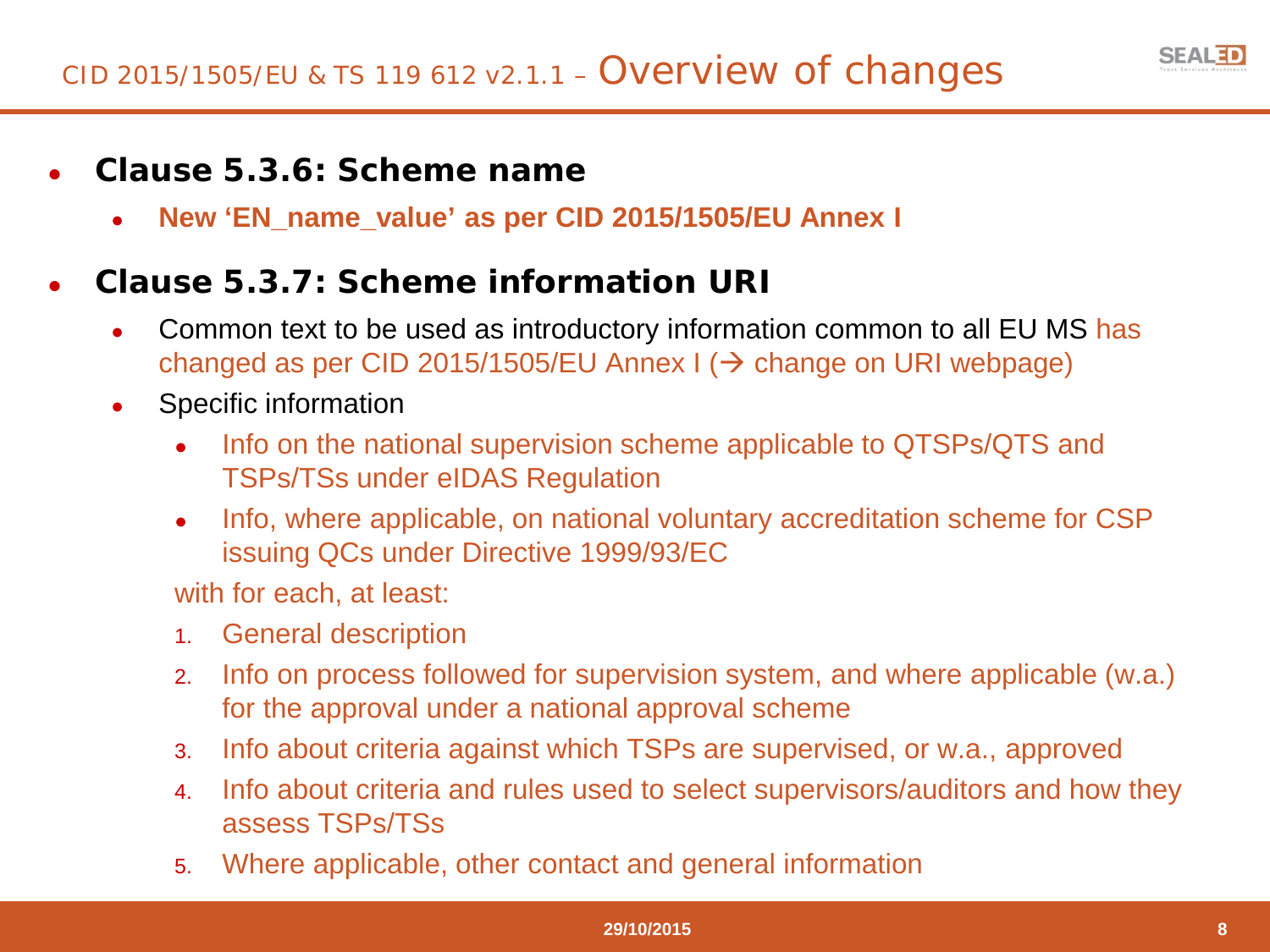# CID 2015/1505/EU & TS 119 612 v2.1.1 – Overview of changes

- **Clause 5.3.6: Scheme name**
  - **New 'EN_name_value' as per CID 2015/1505/EU Annex I**
- **Clause 5.3.7: Scheme information URI**
  - Common text to be used as introductory information common to all EU MS has changed as per CID 2015/1505/EU Annex I (→ change on URI webpage)
  - Specific information
    - Info on the national supervision scheme applicable to QTSPs/QTS and TSPs/TSs under eIDAS Regulation
    - Info, where applicable, on national voluntary accreditation scheme for CSP issuing QCs under Directive 1999/93/EC

    with for each, at least:

    1. General description
    2. Info on process followed for supervision system, and where applicable (w.a.) for the approval under a national approval scheme
    3. Info about criteria against which TSPs are supervised, or w.a., approved
    4. Info about criteria and rules used to select supervisors/auditors and how they assess TSPs/TSs
    5. Where applicable, other contact and general information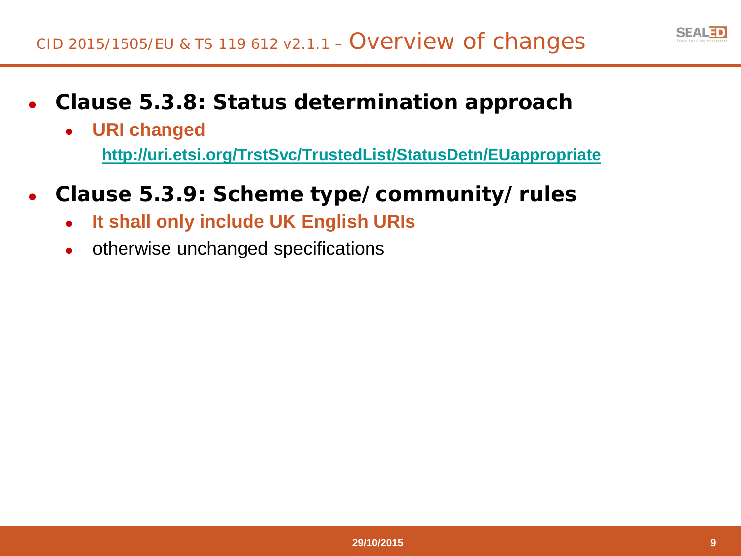## CID 2015/1505/EU & TS 119 612 v2.1.1 – Overview of changes

- **Clause 5.3.8: Status determination approach**
  - **URI changed**

    **http://uri.etsi.org/TrstSvc/TrustedList/StatusDetn/EUappropriate**

- **Clause 5.3.9: Scheme type/ community/ rules**
  - **It shall only include UK English URIs**
  - otherwise unchanged specifications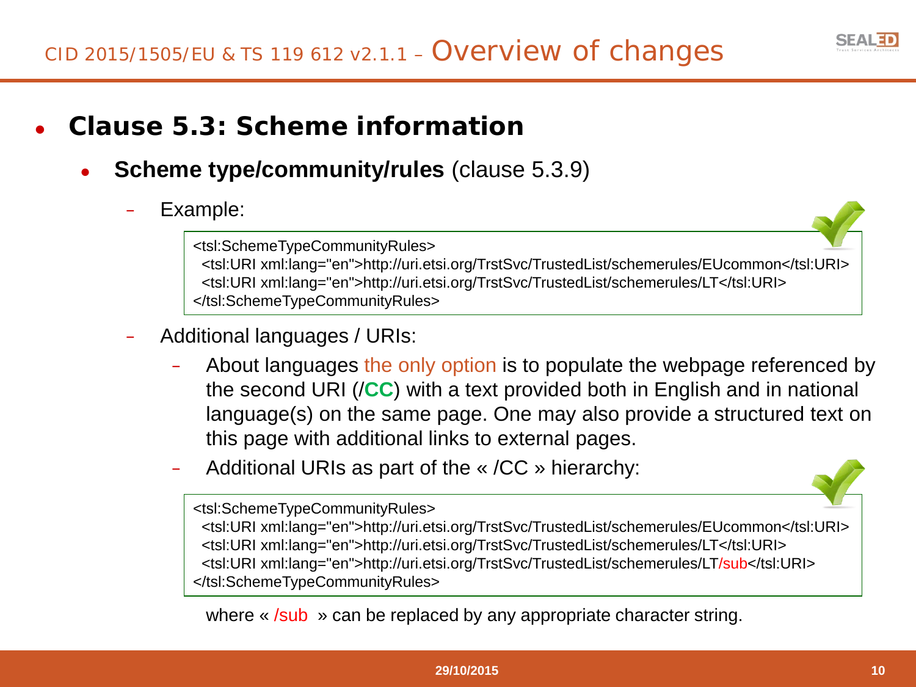# CID 2015/1505/EU & TS 119 612 v2.1.1 – Overview of changes

- **Clause 5.3: Scheme information**
  - **Scheme type/community/rules** (clause 5.3.9)
    - Example:

```
<tsl:SchemeTypeCommunityRules>
  <tsl:URI xml:lang="en">http://uri.etsi.org/TrstSvc/TrustedList/schemerules/EUcommon</tsl:URI>
  <tsl:URI xml:lang="en">http://uri.etsi.org/TrstSvc/TrustedList/schemerules/LT</tsl:URI>
</tsl:SchemeTypeCommunityRules>
```

- Additional languages / URIs:
  - About languages the only option is to populate the webpage referenced by the second URI (/**CC**) with a text provided both in English and in national language(s) on the same page. One may also provide a structured text on this page with additional links to external pages.
  - Additional URIs as part of the « /CC » hierarchy:

```
<tsl:SchemeTypeCommunityRules>
  <tsl:URI xml:lang="en">http://uri.etsi.org/TrstSvc/TrustedList/schemerules/EUcommon</tsl:URI>
  <tsl:URI xml:lang="en">http://uri.etsi.org/TrstSvc/TrustedList/schemerules/LT</tsl:URI>
  <tsl:URI xml:lang="en">http://uri.etsi.org/TrstSvc/TrustedList/schemerules/LT/sub</tsl:URI>
</tsl:SchemeTypeCommunityRules>
```

where « /sub » can be replaced by any appropriate character string.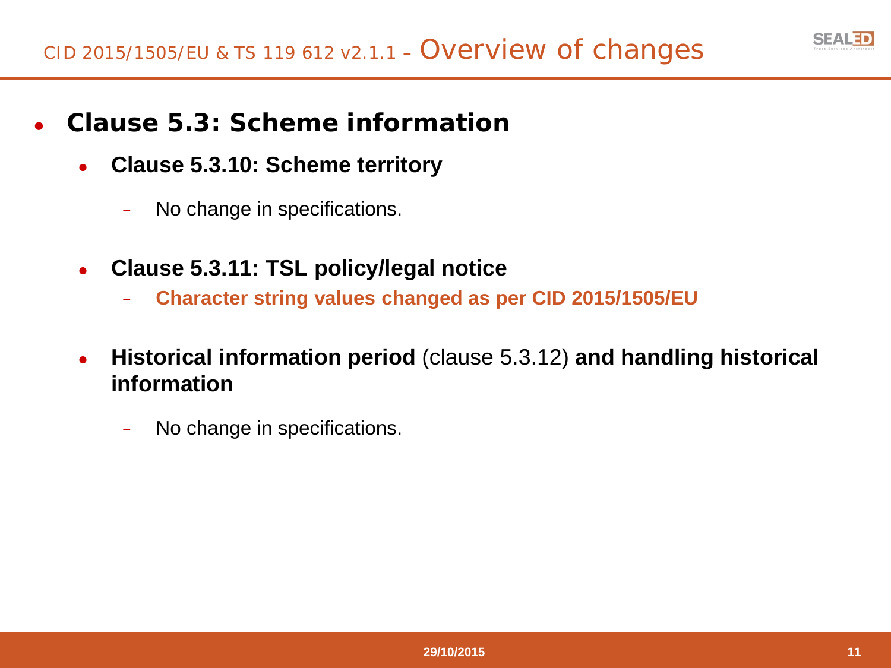# CID 2015/1505/EU & TS 119 612 v2.1.1 – Overview of changes

- **Clause 5.3: Scheme information**
  - **Clause 5.3.10: Scheme territory**
    - No change in specifications.
  - **Clause 5.3.11: TSL policy/legal notice**
    - **Character string values changed as per CID 2015/1505/EU**
  - **Historical information period** (clause 5.3.12) **and handling historical information**
    - No change in specifications.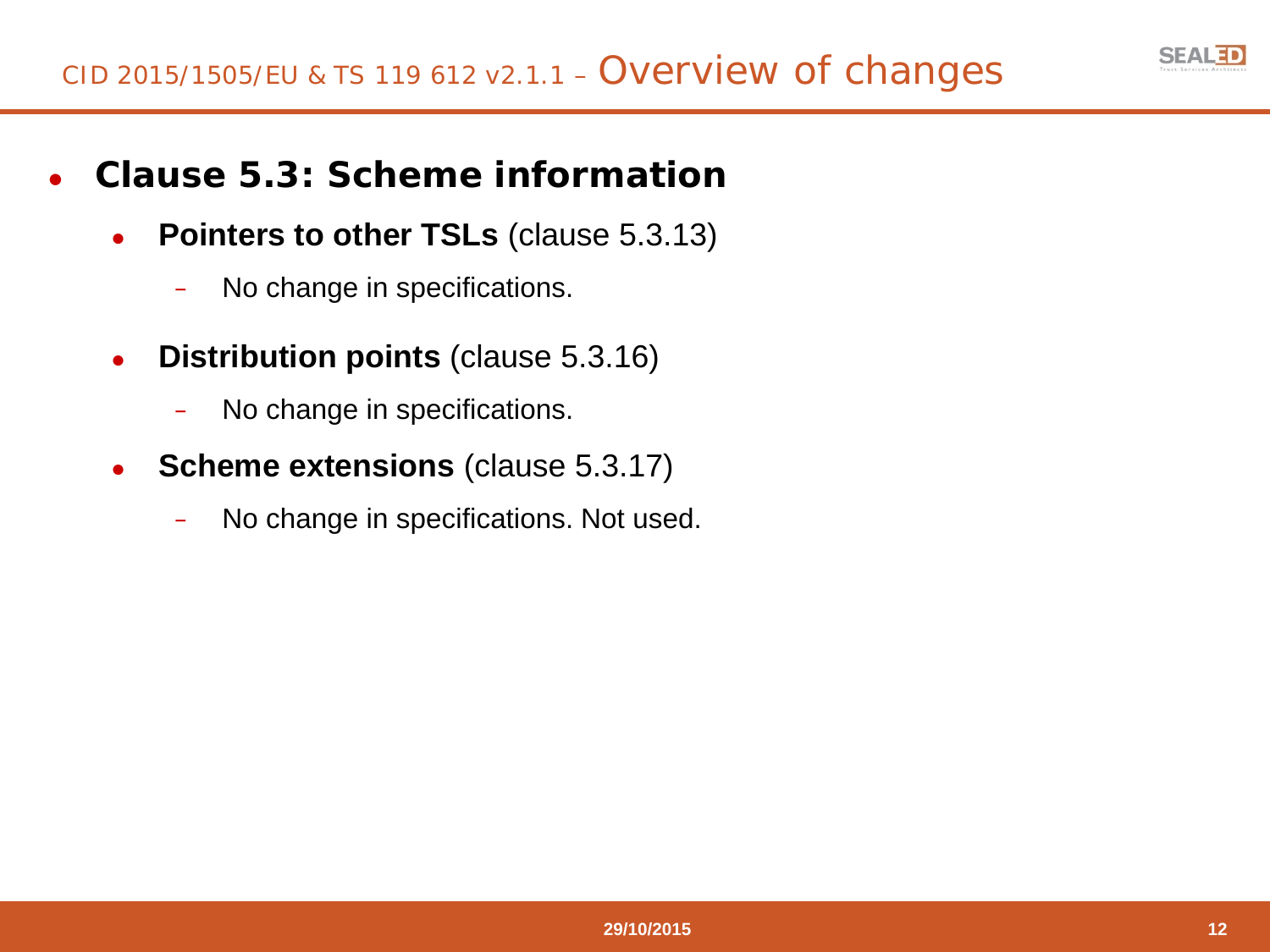# CID 2015/1505/EU & TS 119 612 v2.1.1 – Overview of changes

- **Clause 5.3: Scheme information**
  - **Pointers to other TSLs** (clause 5.3.13)
    - No change in specifications.
  - **Distribution points** (clause 5.3.16)
    - No change in specifications.
  - **Scheme extensions** (clause 5.3.17)
    - No change in specifications. Not used.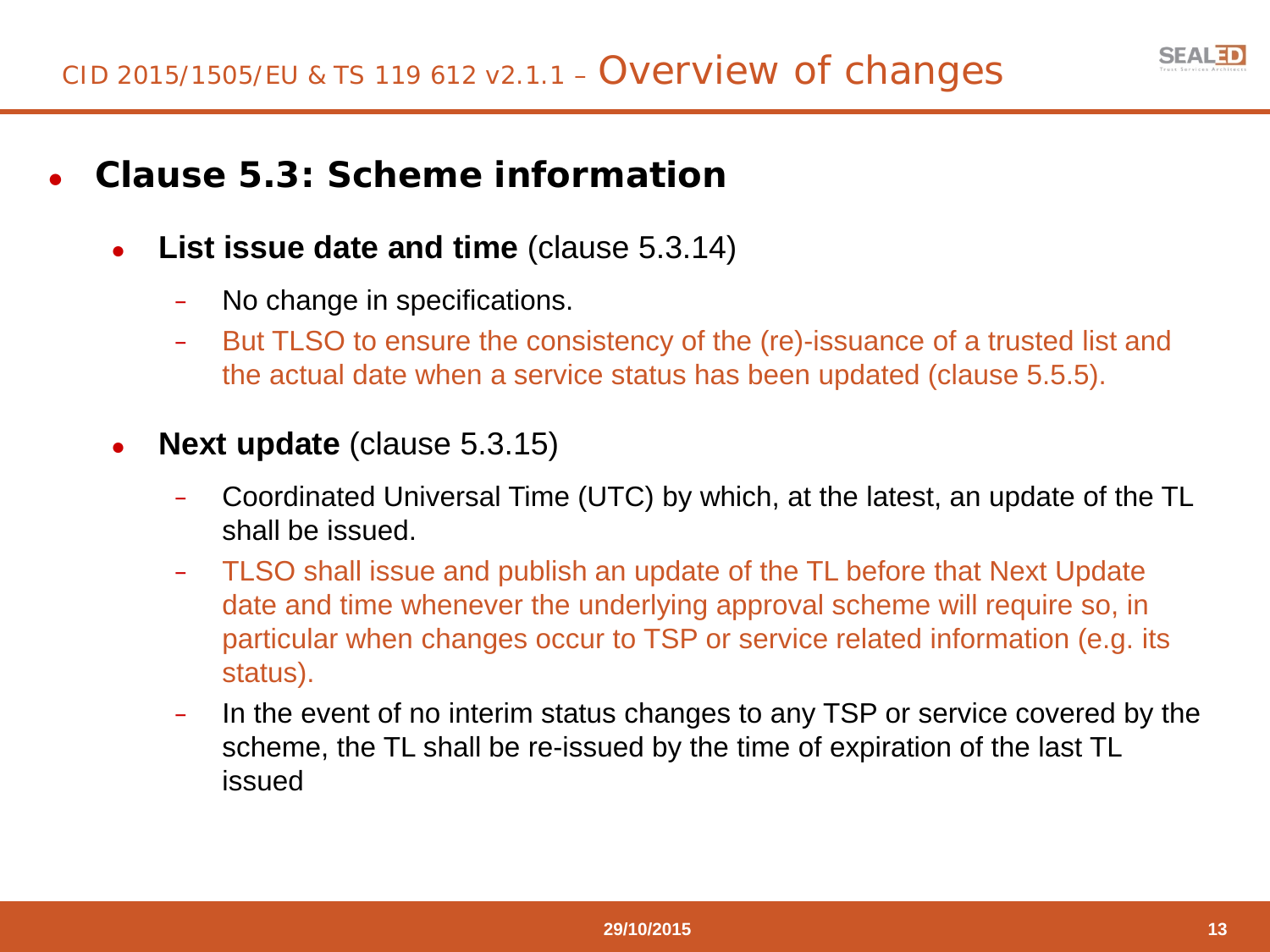## CID 2015/1505/EU & TS 119 612 v2.1.1 – Overview of changes

- **Clause 5.3: Scheme information**
  - **List issue date and time** (clause 5.3.14)
    - No change in specifications.
    - But TLSO to ensure the consistency of the (re)-issuance of a trusted list and the actual date when a service status has been updated (clause 5.5.5).
  - **Next update** (clause 5.3.15)
    - Coordinated Universal Time (UTC) by which, at the latest, an update of the TL shall be issued.
    - TLSO shall issue and publish an update of the TL before that Next Update date and time whenever the underlying approval scheme will require so, in particular when changes occur to TSP or service related information (e.g. its status).
    - In the event of no interim status changes to any TSP or service covered by the scheme, the TL shall be re-issued by the time of expiration of the last TL issued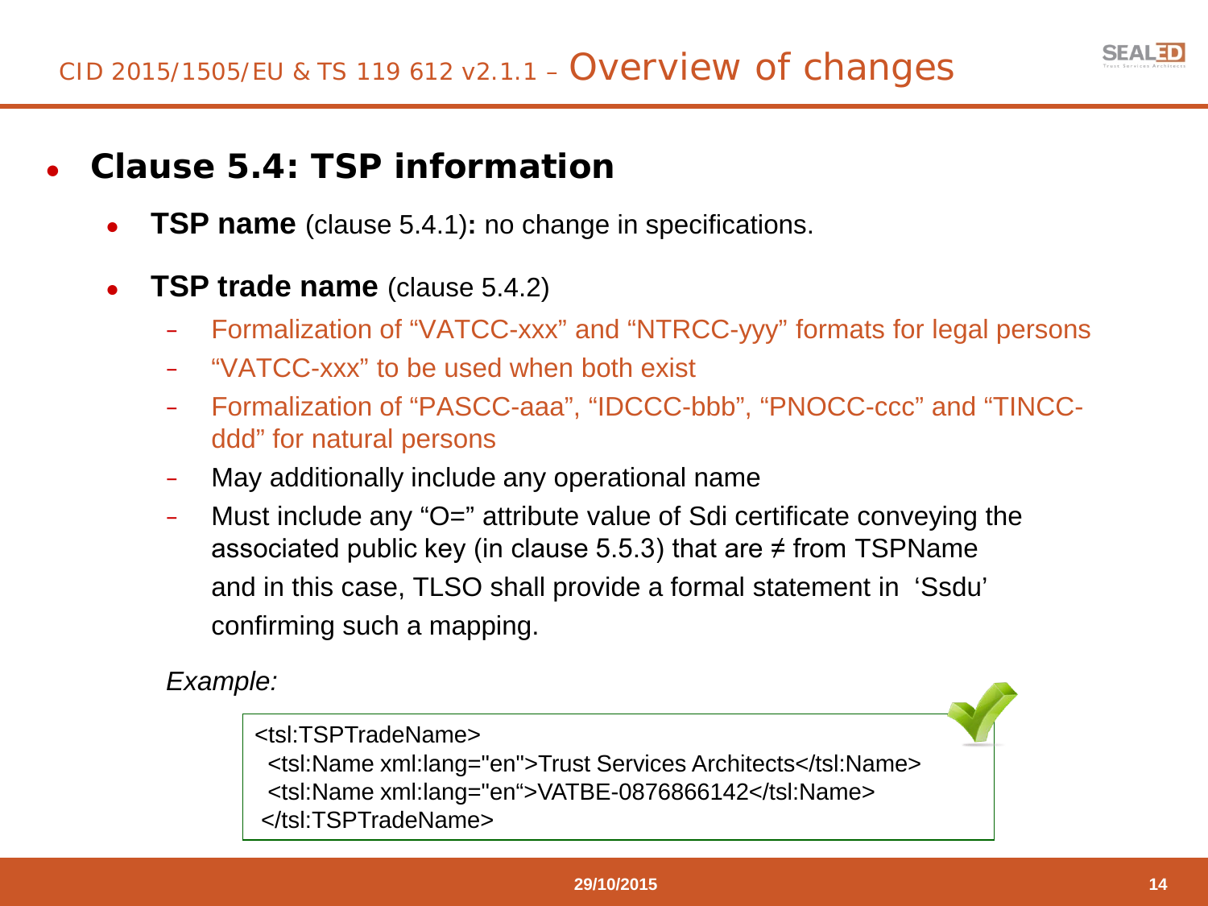# CID 2015/1505/EU & TS 119 612 v2.1.1 – Overview of changes

- **Clause 5.4: TSP information**
  - **TSP name** (clause 5.4.1)**:** no change in specifications.
  - **TSP trade name** (clause 5.4.2)
    - Formalization of “VATCC-xxx” and “NTRCC-yyy” formats for legal persons
    - “VATCC-xxx” to be used when both exist
    - Formalization of “PASCC-aaa”, “IDCCC-bbb”, “PNOCC-ccc” and “TINCC-ddd” for natural persons
    - May additionally include any operational name
    - Must include any “O=” attribute value of Sdi certificate conveying the associated public key (in clause 5.5.3) that are ≠ from TSPName and in this case, TLSO shall provide a formal statement in ‘Ssdu’ confirming such a mapping.

*Example:*

```
<tsl:TSPTradeName>
  <tsl:Name xml:lang="en">Trust Services Architects</tsl:Name>
  <tsl:Name xml:lang="en“>VATBE-0876866142</tsl:Name>
 </tsl:TSPTradeName>
```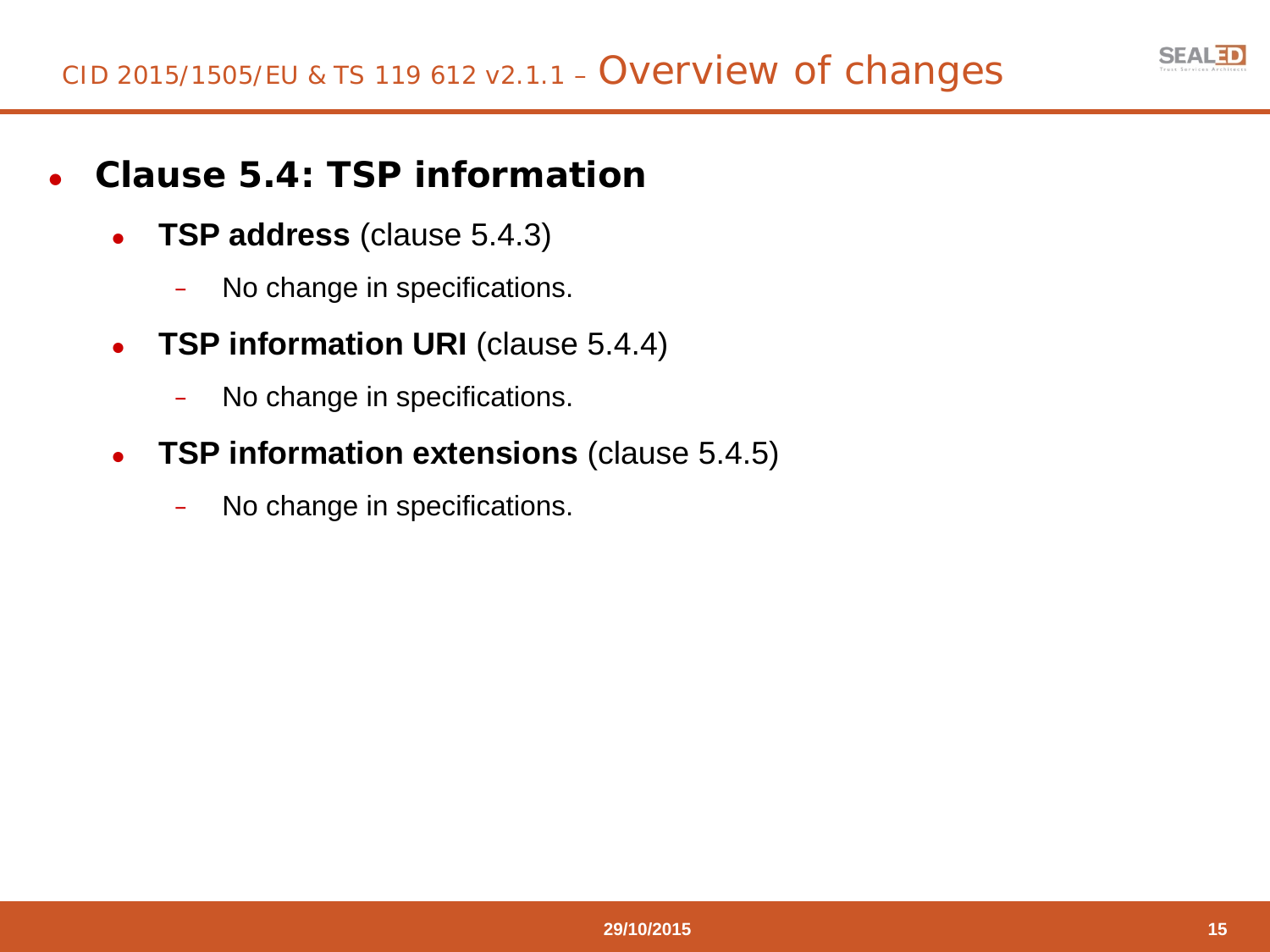# CID 2015/1505/EU & TS 119 612 v2.1.1 – Overview of changes

- **Clause 5.4: TSP information**
  - **TSP address** (clause 5.4.3)
    - No change in specifications.
  - **TSP information URI** (clause 5.4.4)
    - No change in specifications.
  - **TSP information extensions** (clause 5.4.5)
    - No change in specifications.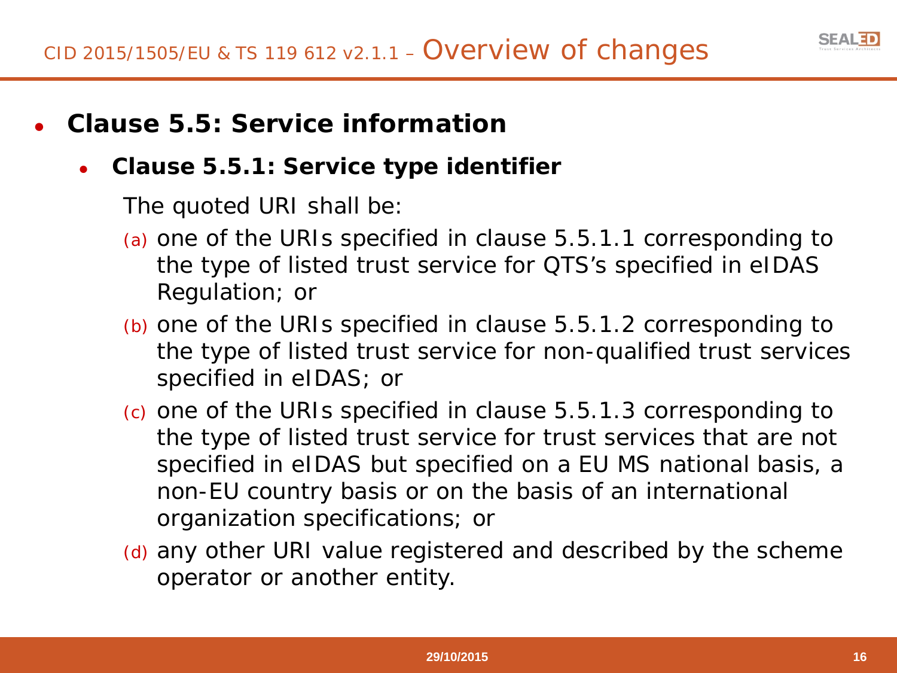## CID 2015/1505/EU & TS 119 612 v2.1.1 – Overview of changes

- **Clause 5.5: Service information**
  - **Clause 5.5.1: Service type identifier**

    The quoted URI shall be:

    (a) one of the URIs specified in clause 5.5.1.1 corresponding to the type of listed trust service for QTS's specified in eIDAS Regulation; or

    (b) one of the URIs specified in clause 5.5.1.2 corresponding to the type of listed trust service for non-qualified trust services specified in eIDAS; or

    (c) one of the URIs specified in clause 5.5.1.3 corresponding to the type of listed trust service for trust services that are not specified in eIDAS but specified on a EU MS national basis, a non-EU country basis or on the basis of an international organization specifications; or

    (d) any other URI value registered and described by the scheme operator or another entity.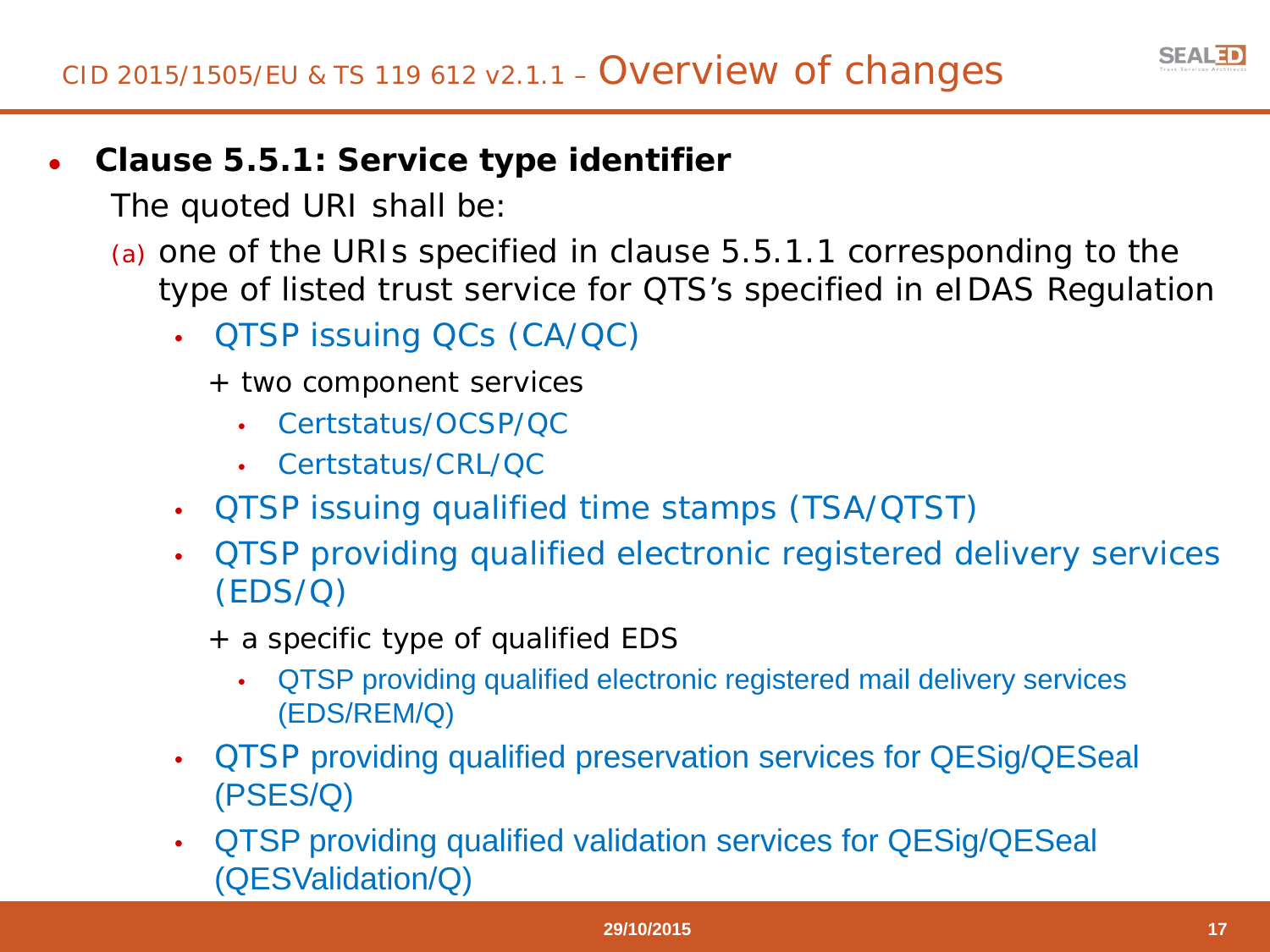## CID 2015/1505/EU & TS 119 612 v2.1.1 – Overview of changes

- **Clause 5.5.1: Service type identifier**

  The quoted URI shall be:

  (a) one of the URIs specified in clause 5.5.1.1 corresponding to the type of listed trust service for QTS's specified in eIDAS Regulation

  - QTSP issuing QCs (CA/QC)

    \+ two component services

    - Certstatus/OCSP/QC
    - Certstatus/CRL/QC
  - QTSP issuing qualified time stamps (TSA/QTST)
  - QTSP providing qualified electronic registered delivery services (EDS/Q)

    \+ a specific type of qualified EDS

    - QTSP providing qualified electronic registered mail delivery services (EDS/REM/Q)
  - QTSP providing qualified preservation services for QESig/QESeal (PSES/Q)
  - QTSP providing qualified validation services for QESig/QESeal (QESValidation/Q)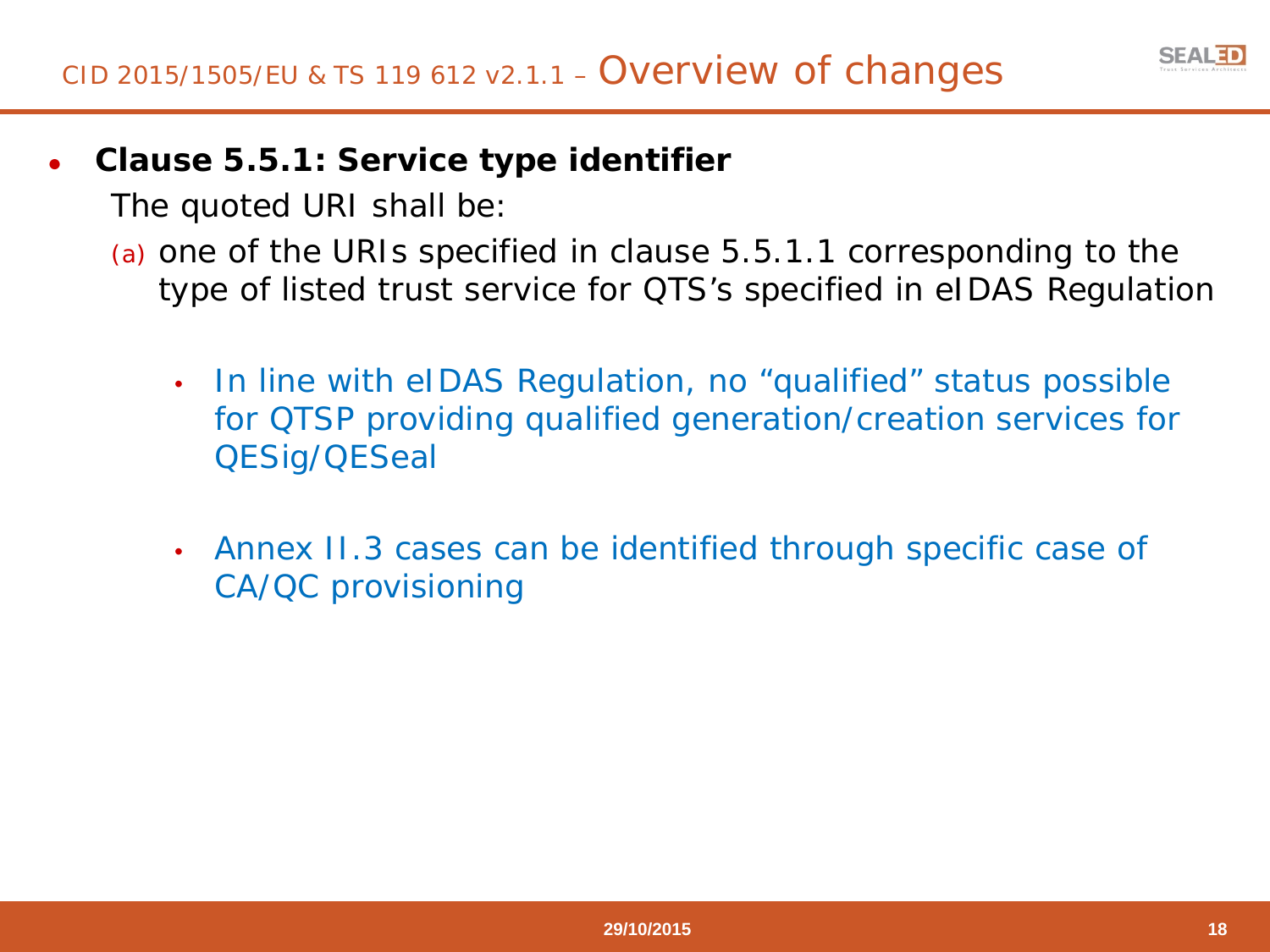## CID 2015/1505/EU & TS 119 612 v2.1.1 – Overview of changes

- **Clause 5.5.1: Service type identifier**

  The quoted URI shall be:

  (a) one of the URIs specified in clause 5.5.1.1 corresponding to the type of listed trust service for QTS's specified in eIDAS Regulation

    - In line with eIDAS Regulation, no "qualified" status possible for QTSP providing qualified generation/creation services for QESig/QESeal
    - Annex II.3 cases can be identified through specific case of CA/QC provisioning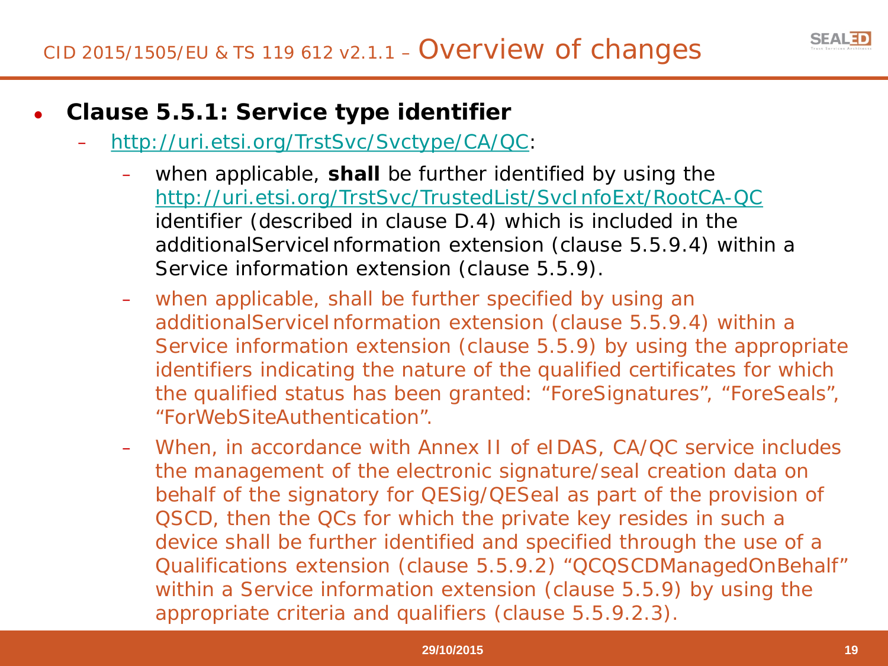## CID 2015/1505/EU & TS 119 612 v2.1.1 – Overview of changes

- **Clause 5.5.1: Service type identifier**
  - http://uri.etsi.org/TrstSvc/Svctype/CA/QC:
    - when applicable, **shall** be further identified by using the http://uri.etsi.org/TrstSvc/TrustedList/SvcInfoExt/RootCA-QC identifier (described in clause D.4) which is included in the additionalServiceInformation extension (clause 5.5.9.4) within a Service information extension (clause 5.5.9).
    - when applicable, shall be further specified by using an additionalServiceInformation extension (clause 5.5.9.4) within a Service information extension (clause 5.5.9) by using the appropriate identifiers indicating the nature of the qualified certificates for which the qualified status has been granted: "ForeSignatures", "ForeSeals", "ForWebSiteAuthentication".
    - When, in accordance with Annex II of eIDAS, CA/QC service includes the management of the electronic signature/seal creation data on behalf of the signatory for QESig/QESeal as part of the provision of QSCD, then the QCs for which the private key resides in such a device shall be further identified and specified through the use of a Qualifications extension (clause 5.5.9.2) "QCQSCDManagedOnBehalf" within a Service information extension (clause 5.5.9) by using the appropriate criteria and qualifiers (clause 5.5.9.2.3).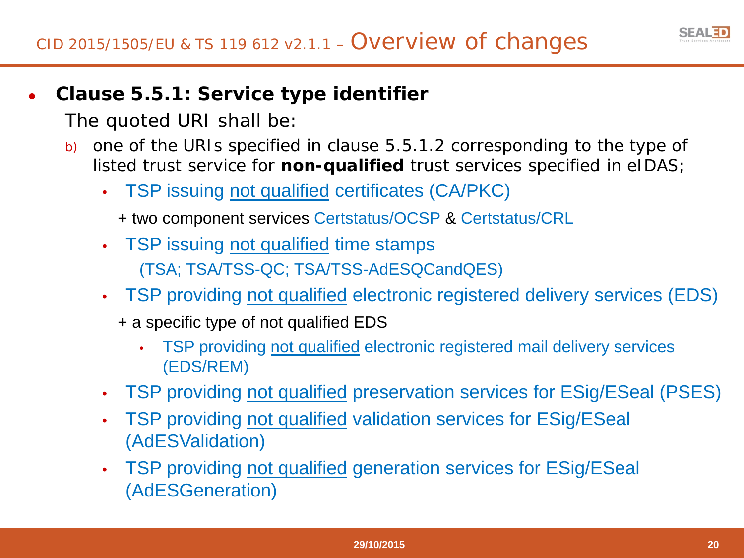# CID 2015/1505/EU & TS 119 612 v2.1.1 – Overview of changes

- **Clause 5.5.1: Service type identifier**

  The quoted URI shall be:

  b) one of the URIs specified in clause 5.5.1.2 corresponding to the type of listed trust service for **non-qualified** trust services specified in eIDAS;

  - TSP issuing not qualified certificates (CA/PKC)

    + two component services Certstatus/OCSP & Certstatus/CRL

  - TSP issuing not qualified time stamps

    (TSA; TSA/TSS-QC; TSA/TSS-AdESQCandQES)

  - TSP providing not qualified electronic registered delivery services (EDS)

    + a specific type of not qualified EDS

    - TSP providing not qualified electronic registered mail delivery services (EDS/REM)

  - TSP providing not qualified preservation services for ESig/ESeal (PSES)
  - TSP providing not qualified validation services for ESig/ESeal (AdESValidation)
  - TSP providing not qualified generation services for ESig/ESeal (AdESGeneration)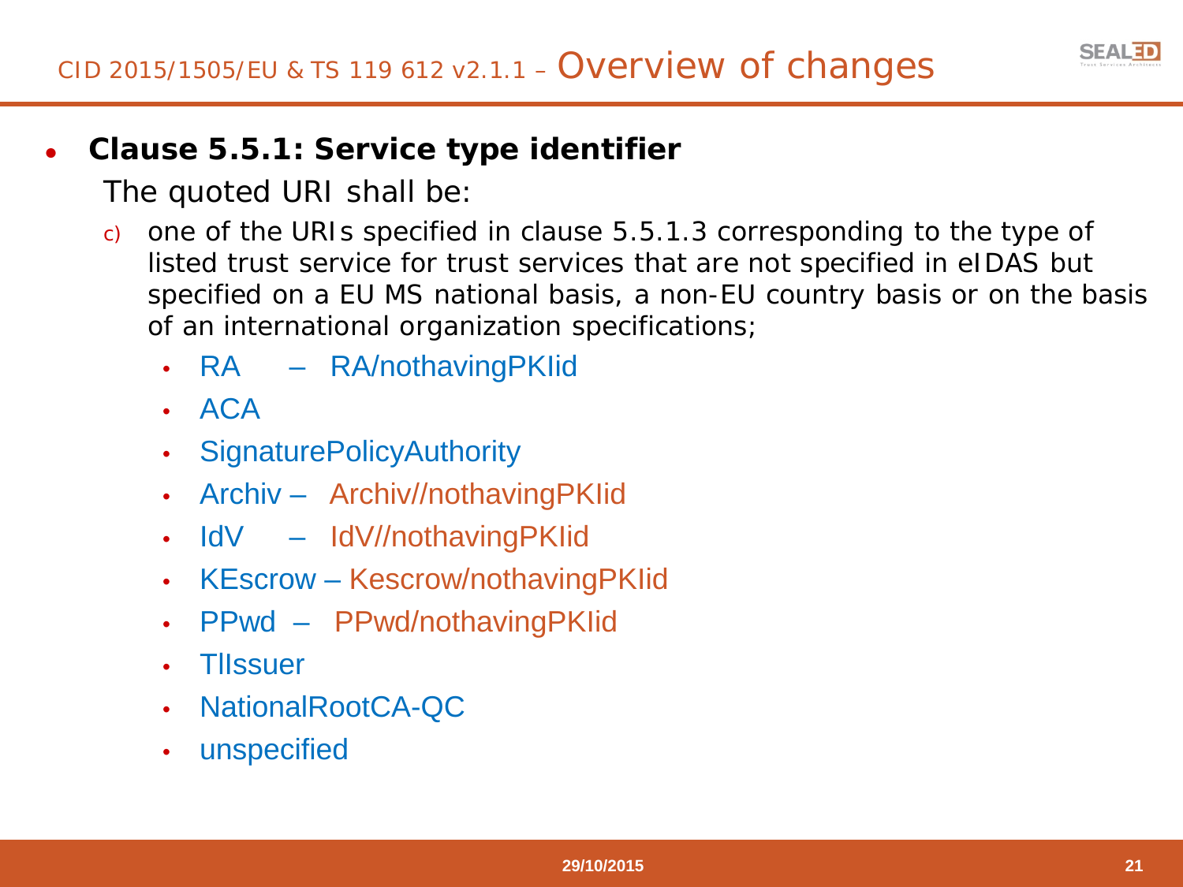## CID 2015/1505/EU & TS 119 612 v2.1.1 – Overview of changes

- **Clause 5.5.1: Service type identifier**

  The quoted URI shall be:

  c) one of the URIs specified in clause 5.5.1.3 corresponding to the type of listed trust service for trust services that are not specified in eIDAS but specified on a EU MS national basis, a non-EU country basis or on the basis of an international organization specifications;

  - RA – RA/nothavingPKIid
  - ACA
  - SignaturePolicyAuthority
  - Archiv – Archiv//nothavingPKIid
  - IdV – IdV//nothavingPKIid
  - KEscrow – Kescrow/nothavingPKIid
  - PPwd – PPwd/nothavingPKIid
  - TlIssuer
  - NationalRootCA-QC
  - unspecified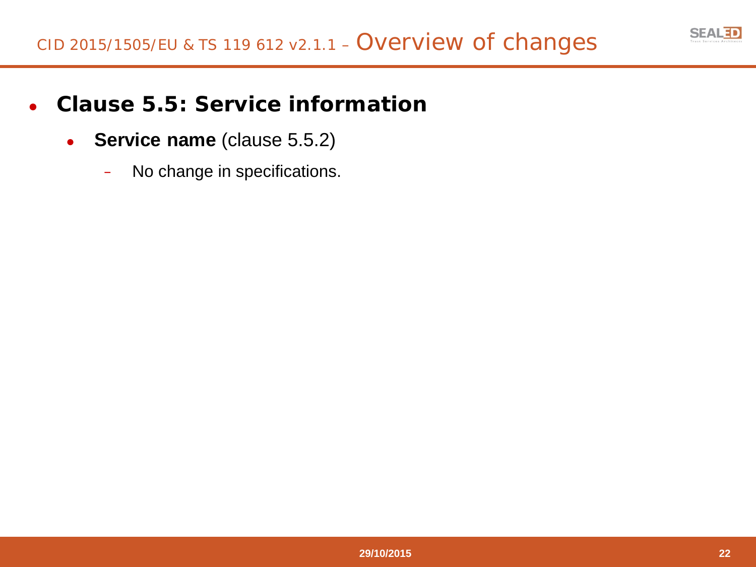# CID 2015/1505/EU & TS 119 612 v2.1.1 – Overview of changes

- **Clause 5.5: Service information**
  - **Service name** (clause 5.5.2)
    - No change in specifications.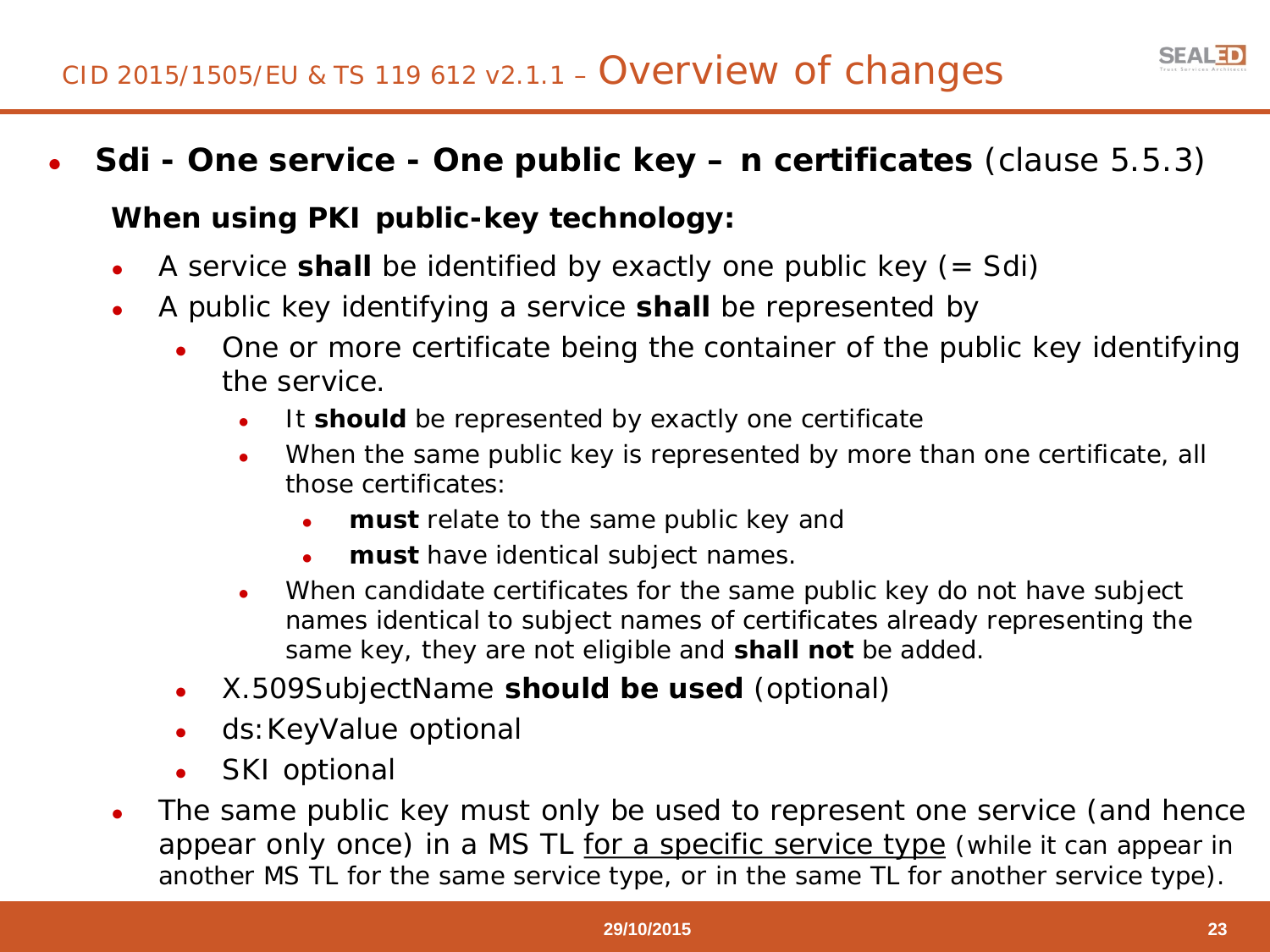# CID 2015/1505/EU & TS 119 612 v2.1.1 – Overview of changes

- **Sdi - One service - One public key – n certificates** (clause 5.5.3)

  **When using PKI public-key technology:**

  - A service **shall** be identified by exactly one public key (= Sdi)
  - A public key identifying a service **shall** be represented by
    - One or more certificate being the container of the public key identifying the service.
      - It **should** be represented by exactly one certificate
      - When the same public key is represented by more than one certificate, all those certificates:
        - **must** relate to the same public key and
        - **must** have identical subject names.
      - When candidate certificates for the same public key do not have subject names identical to subject names of certificates already representing the same key, they are not eligible and **shall not** be added.
    - X.509SubjectName **should be used** (optional)
    - ds:KeyValue optional
    - SKI optional
  - The same public key must only be used to represent one service (and hence appear only once) in a MS TL <u>for a specific service type</u> (while it can appear in another MS TL for the same service type, or in the same TL for another service type).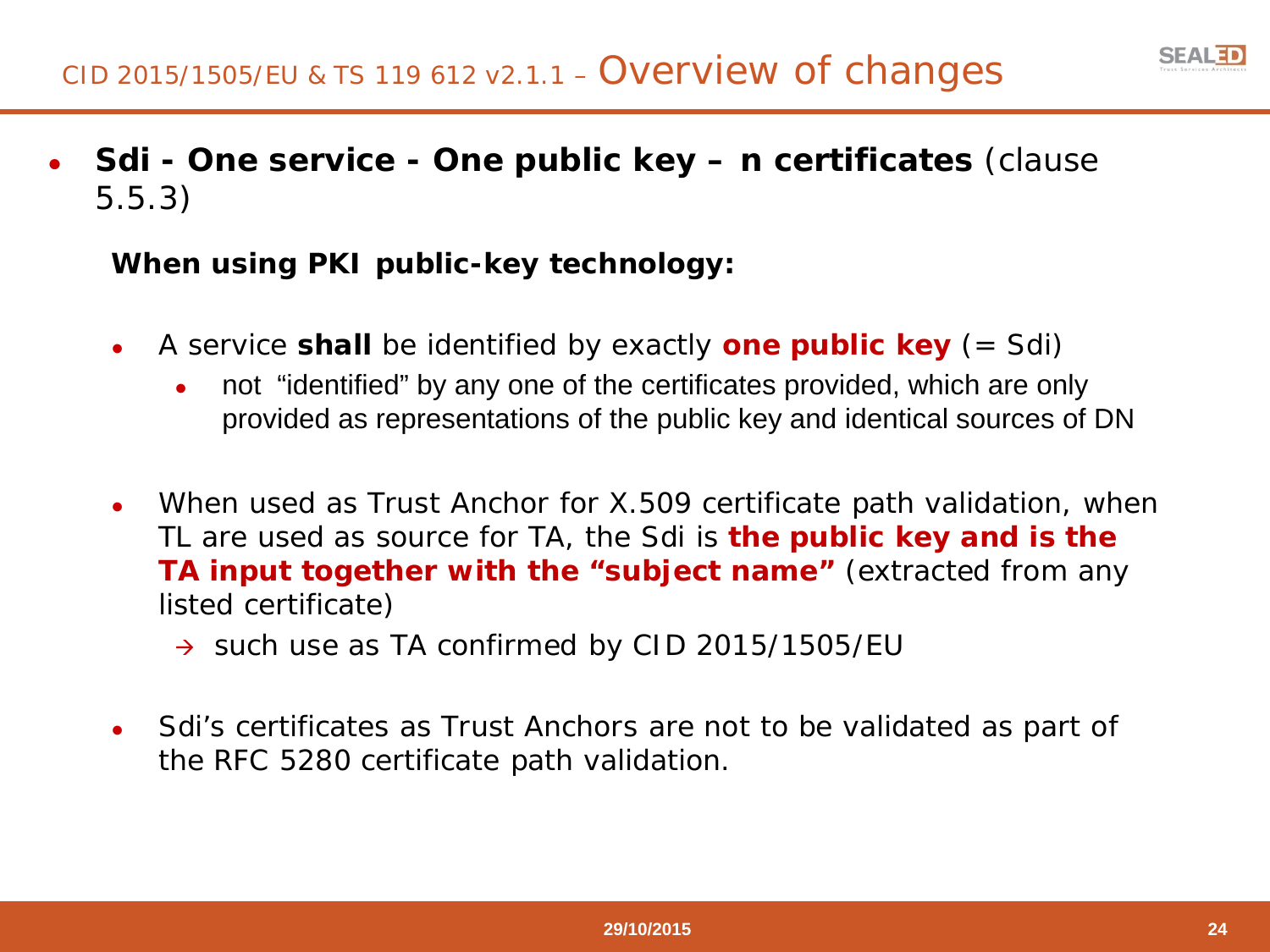## CID 2015/1505/EU & TS 119 612 v2.1.1 – Overview of changes

- **Sdi - One service - One public key – n certificates** (clause 5.5.3)

  **When using PKI public-key technology:**

  - A service **shall** be identified by exactly **one public key** (= Sdi)
    - not "identified" by any one of the certificates provided, which are only provided as representations of the public key and identical sources of DN
  - When used as Trust Anchor for X.509 certificate path validation, when TL are used as source for TA, the Sdi is **the public key and is the TA input together with the "subject name"** (extracted from any listed certificate)
    - → such use as TA confirmed by CID 2015/1505/EU
  - Sdi's certificates as Trust Anchors are not to be validated as part of the RFC 5280 certificate path validation.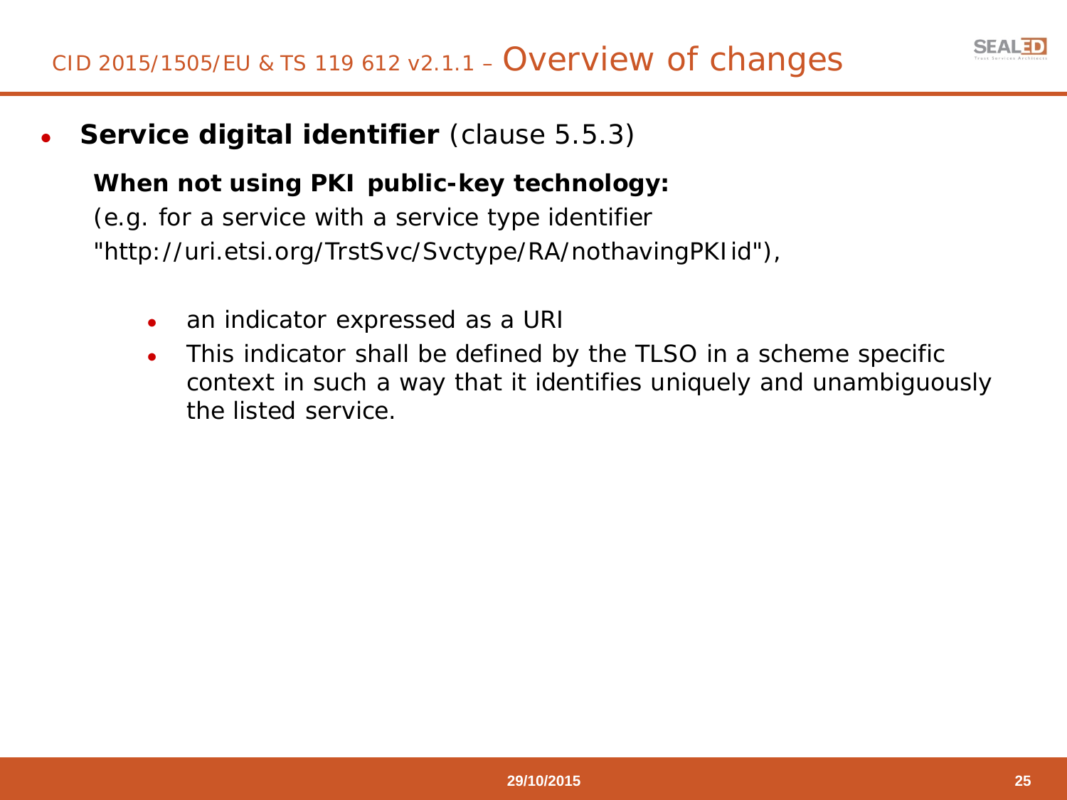# CID 2015/1505/EU & TS 119 612 v2.1.1 – Overview of changes

- **Service digital identifier** (clause 5.5.3)

  **When not using PKI public-key technology:**

  (e.g. for a service with a service type identifier "http://uri.etsi.org/TrstSvc/Svctype/RA/nothavingPKIid"),

  - an indicator expressed as a URI
  - This indicator shall be defined by the TLSO in a scheme specific context in such a way that it identifies uniquely and unambiguously the listed service.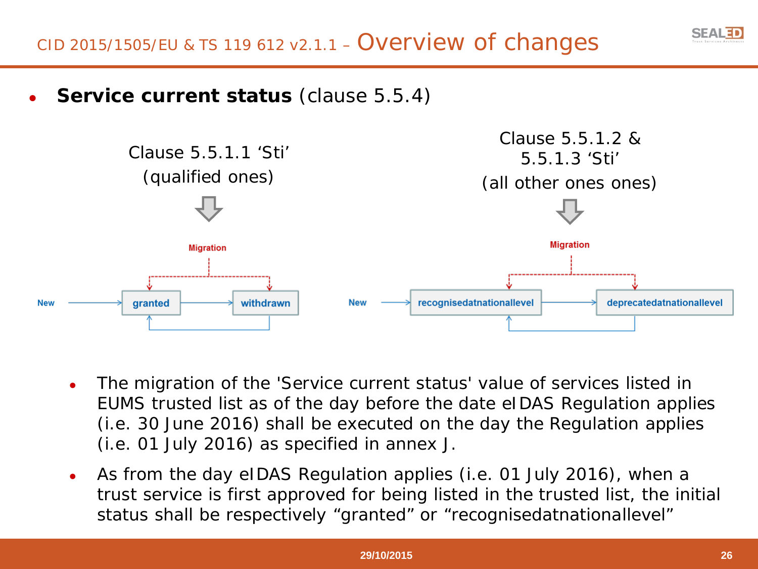# CID 2015/1505/EU & TS 119 612 v2.1.1 – Overview of changes

- **Service current status** (clause 5.5.4)

Clause 5.5.1.1 'Sti' (qualified ones)

Migration

New → granted → withdrawn

Clause 5.5.1.2 & 5.5.1.3 'Sti' (all other ones ones)

Migration

New → recognisedatnationallevel → deprecatedatnationallevel

- The migration of the 'Service current status' value of services listed in EUMS trusted list as of the day before the date eIDAS Regulation applies (i.e. 30 June 2016) shall be executed on the day the Regulation applies (i.e. 01 July 2016) as specified in annex J.
- As from the day eIDAS Regulation applies (i.e. 01 July 2016), when a trust service is first approved for being listed in the trusted list, the initial status shall be respectively "granted" or "recognisedatnationallevel"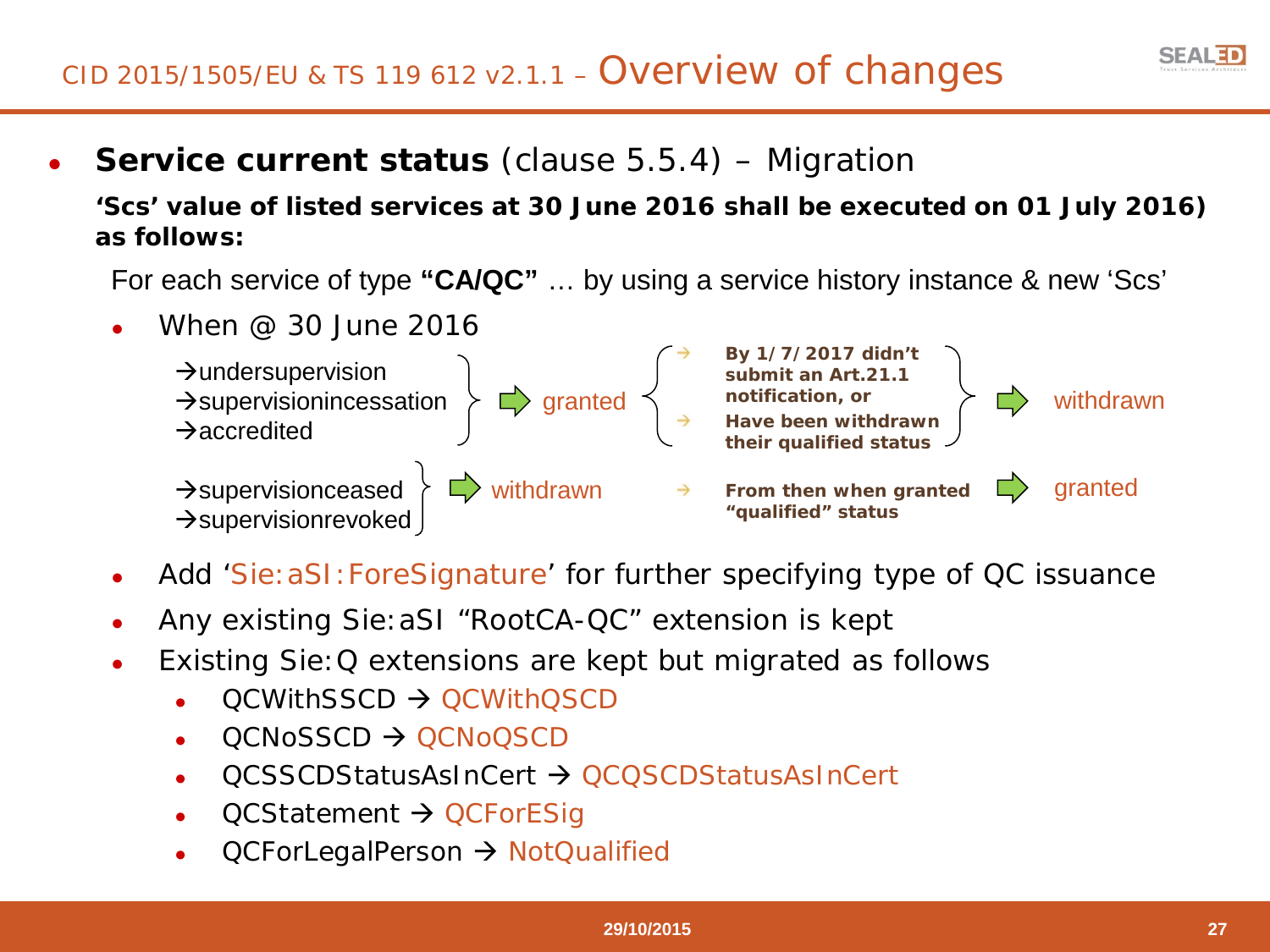## CID 2015/1505/EU & TS 119 612 v2.1.1 – Overview of changes

- **Service current status** (clause 5.5.4) – Migration

  **'Scs' value of listed services at 30 June 2016 shall be executed on 01 July 2016) as follows:**

  For each service of type **"CA/QC"** … by using a service history instance & new 'Scs'

  - When @ 30 June 2016

    →undersupervision
    →supervisionincessation
    →accredited
    ⇨ granted
      - → By 1/7/2017 didn't submit an Art.21.1 notification, or
      - → Have been withdrawn their qualified status
      ⇨ withdrawn

    →supervisionceased
    →supervisionrevoked
    ⇨ withdrawn
      - → From then when granted "qualified" status ⇨ granted

  - Add 'Sie:aSI:ForeSignature' for further specifying type of QC issuance
  - Any existing Sie:aSI "RootCA-QC" extension is kept
  - Existing Sie:Q extensions are kept but migrated as follows
    - QCWithSSCD → QCWithQSCD
    - QCNoSSCD → QCNoQSCD
    - QCSSCDStatusAsInCert → QCQSCDStatusAsInCert
    - QCStatement → QCForESig
    - QCForLegalPerson → NotQualified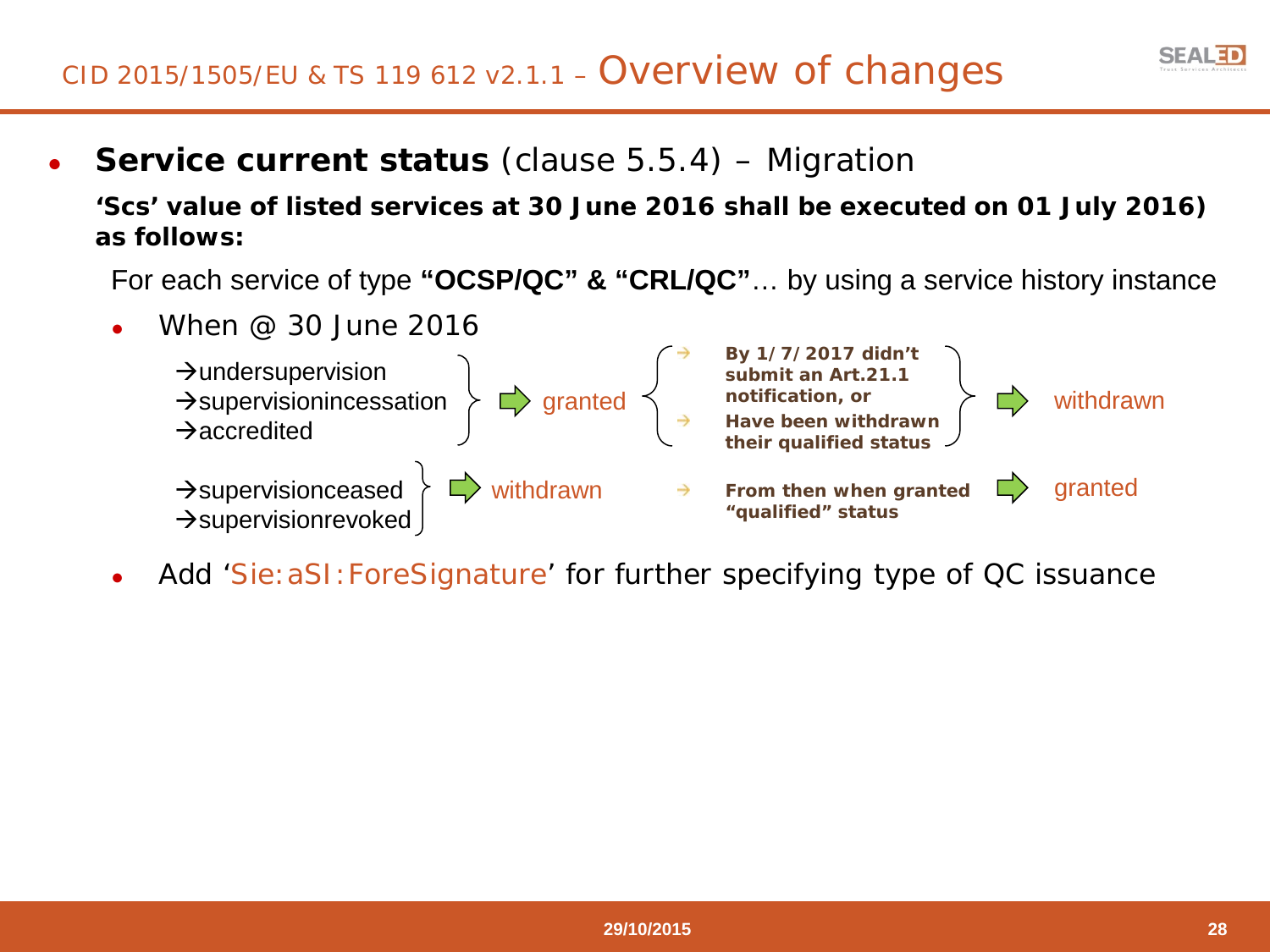## CID 2015/1505/EU & TS 119 612 v2.1.1 – Overview of changes

- **Service current status** (clause 5.5.4) – Migration

  **'Scs' value of listed services at 30 June 2016 shall be executed on 01 July 2016) as follows:**

  For each service of type **"OCSP/QC" & "CRL/QC"**… by using a service history instance

  - When @ 30 June 2016
    - →undersupervision
    - →supervisionincessation
    - →accredited

      ⇒ granted
      - → **By 1/7/2017 didn't submit an Art.21.1 notification, or**
      - → **Have been withdrawn their qualified status**

      ⇒ withdrawn

    - →supervisionceased
    - →supervisionrevoked

      ⇒ withdrawn
      - → **From then when granted "qualified" status** ⇒ granted

- Add 'Sie:aSI:ForeSignature' for further specifying type of QC issuance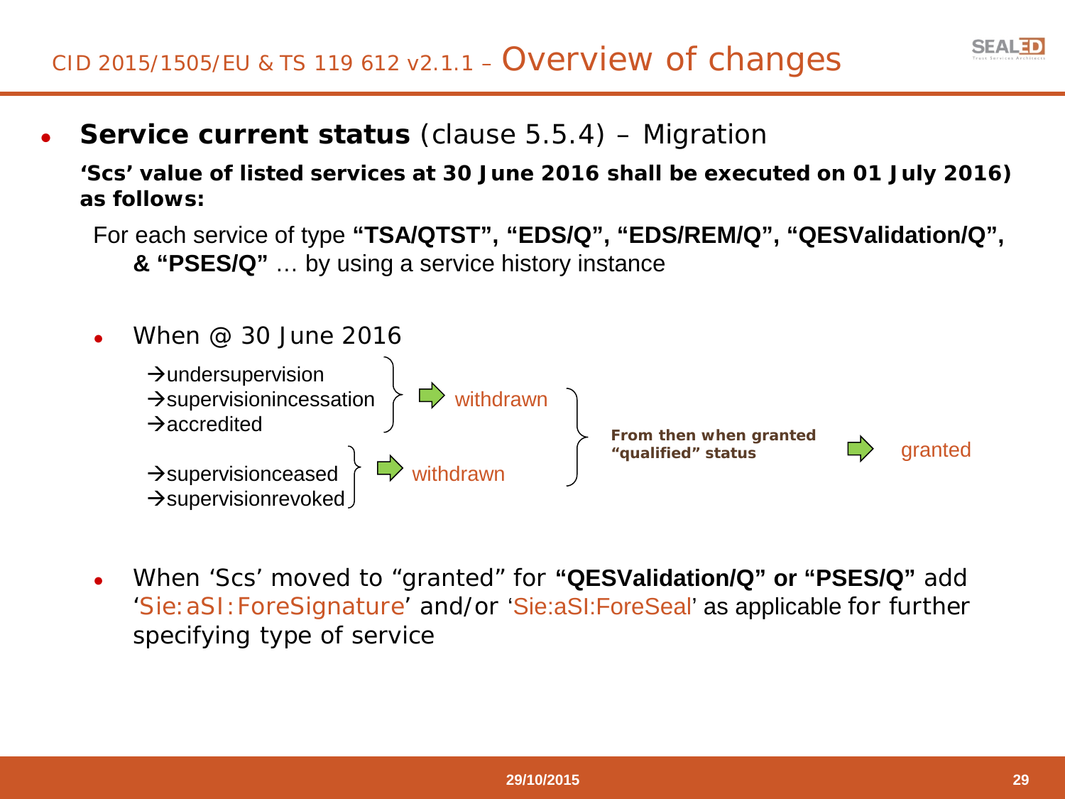# CID 2015/1505/EU & TS 119 612 v2.1.1 – Overview of changes

- **Service current status** (clause 5.5.4) – Migration

  **'Scs' value of listed services at 30 June 2016 shall be executed on 01 July 2016) as follows:**

  For each service of type **"TSA/QTST", "EDS/Q", "EDS/REM/Q", "QESValidation/Q", & "PSES/Q"** … by using a service history instance

  - When @ 30 June 2016

    →undersupervision
    →supervisionincessation
    →accredited
    } ⇨ withdrawn

    →supervisionceased
    →supervisionrevoked
    } ⇨ withdrawn

    } **From then when granted "qualified" status** ⇨ granted

  - When 'Scs' moved to "granted" for **"QESValidation/Q" or "PSES/Q"** add 'Sie:aSI:ForeSignature' and/or 'Sie:aSI:ForeSeal' as applicable for further specifying type of service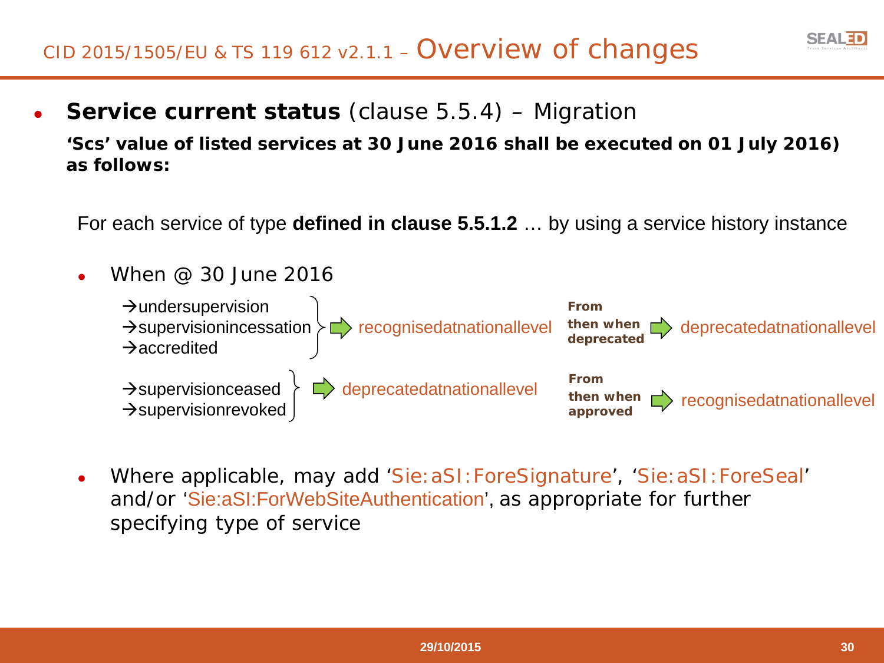# CID 2015/1505/EU & TS 119 612 v2.1.1 – Overview of changes

- **Service current status** (clause 5.5.4) – Migration

**'Scs' value of listed services at 30 June 2016 shall be executed on 01 July 2016) as follows:**

For each service of type **defined in clause 5.5.1.2** … by using a service history instance

- When @ 30 June 2016
  - →undersupervision
  - →supervisionincessation
  - →accredited

  ⇒ recognisedatnationallevel — **From then when deprecated** ⇒ deprecatedatnationallevel

  - →supervisionceased
  - →supervisionrevoked

  ⇒ deprecatedatnationallevel — **From then when approved** ⇒ recognisedatnationallevel

- Where applicable, may add 'Sie:aSI:ForeSignature', 'Sie:aSI:ForeSeal' and/or 'Sie:aSI:ForWebSiteAuthentication', as appropriate for further specifying type of service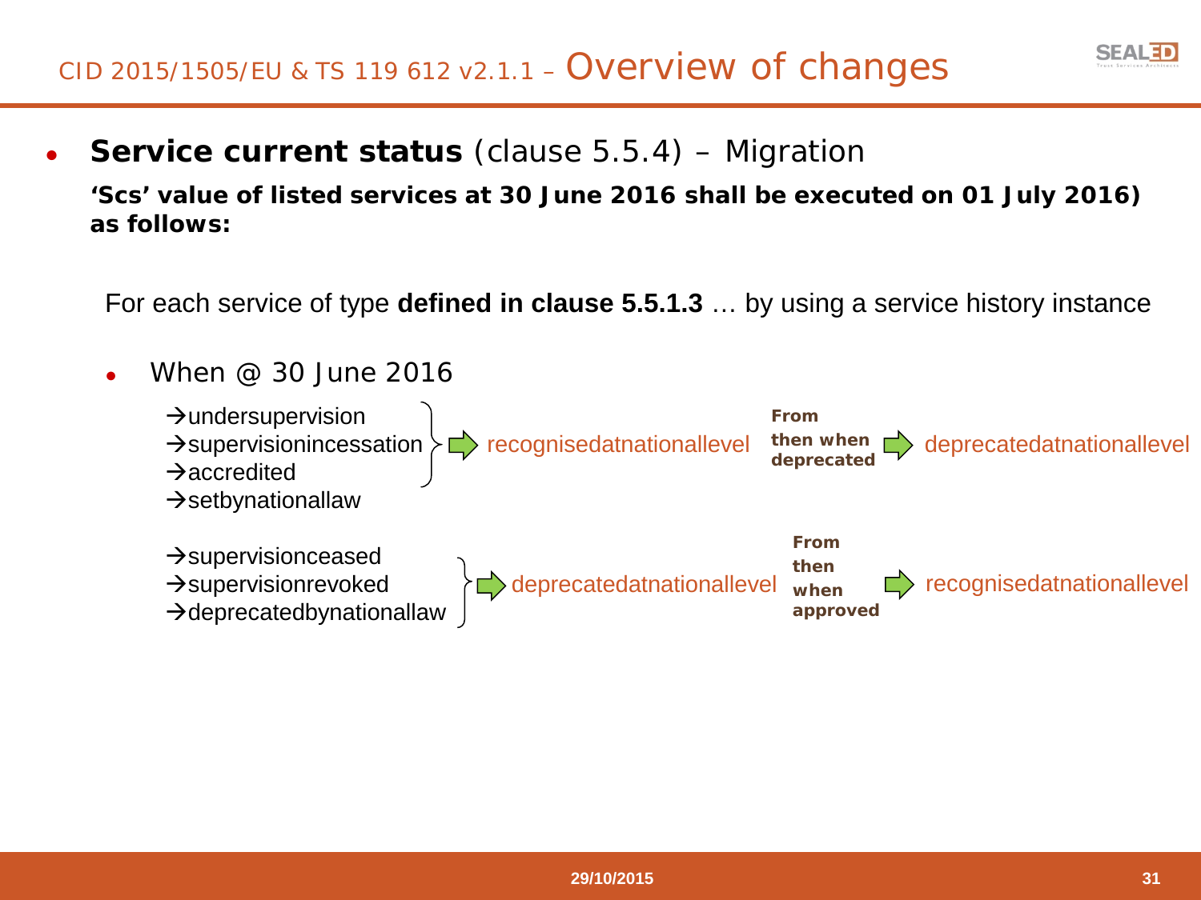## CID 2015/1505/EU & TS 119 612 v2.1.1 – Overview of changes

- **Service current status** (clause 5.5.4) – Migration

  **'Scs' value of listed services at 30 June 2016 shall be executed on 01 July 2016) as follows:**

  For each service of type **defined in clause 5.5.1.3** … by using a service history instance

  - When @ 30 June 2016

    →undersupervision
    →supervisionincessation
    →accredited
    →setbynationallaw

    ⇒ recognisedatnationallevel — **From then when deprecated** ⇒ deprecatedatnationallevel

    →supervisionceased
    →supervisionrevoked
    →deprecatedbynationallaw

    ⇒ deprecatedatnationallevel — **From then when approved** ⇒ recognisedatnationallevel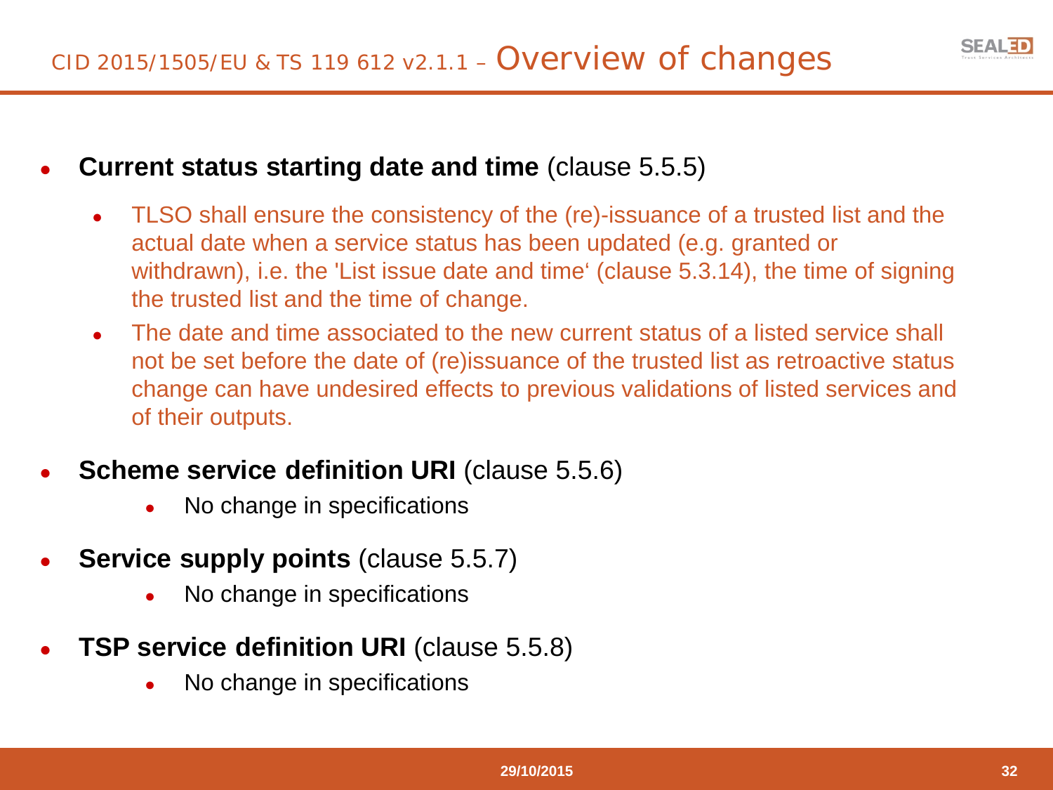# CID 2015/1505/EU & TS 119 612 v2.1.1 – Overview of changes

- **Current status starting date and time** (clause 5.5.5)
  - TLSO shall ensure the consistency of the (re)-issuance of a trusted list and the actual date when a service status has been updated (e.g. granted or withdrawn), i.e. the 'List issue date and time' (clause 5.3.14), the time of signing the trusted list and the time of change.
  - The date and time associated to the new current status of a listed service shall not be set before the date of (re)issuance of the trusted list as retroactive status change can have undesired effects to previous validations of listed services and of their outputs.
- **Scheme service definition URI** (clause 5.5.6)
  - No change in specifications
- **Service supply points** (clause 5.5.7)
  - No change in specifications
- **TSP service definition URI** (clause 5.5.8)
  - No change in specifications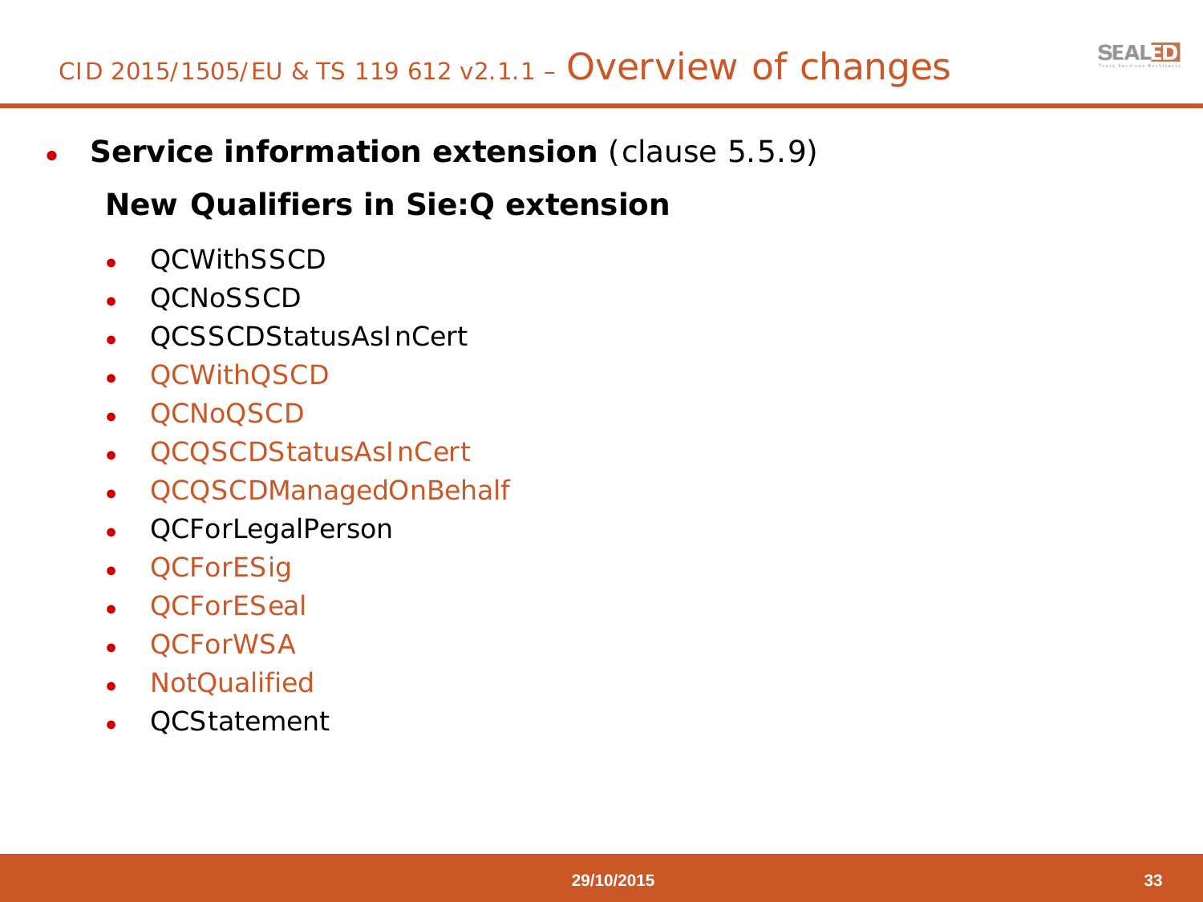## CID 2015/1505/EU & TS 119 612 v2.1.1 – Overview of changes

- **Service information extension** (clause 5.5.9)

  **New Qualifiers in Sie:Q extension**

  - QCWithSSCD
  - QCNoSSCD
  - QCSSCDStatusAsInCert
  - QCWithQSCD
  - QCNoQSCD
  - QCQSCDStatusAsInCert
  - QCQSCDManagedOnBehalf
  - QCForLegalPerson
  - QCForESig
  - QCForESeal
  - QCForWSA
  - NotQualified
  - QCStatement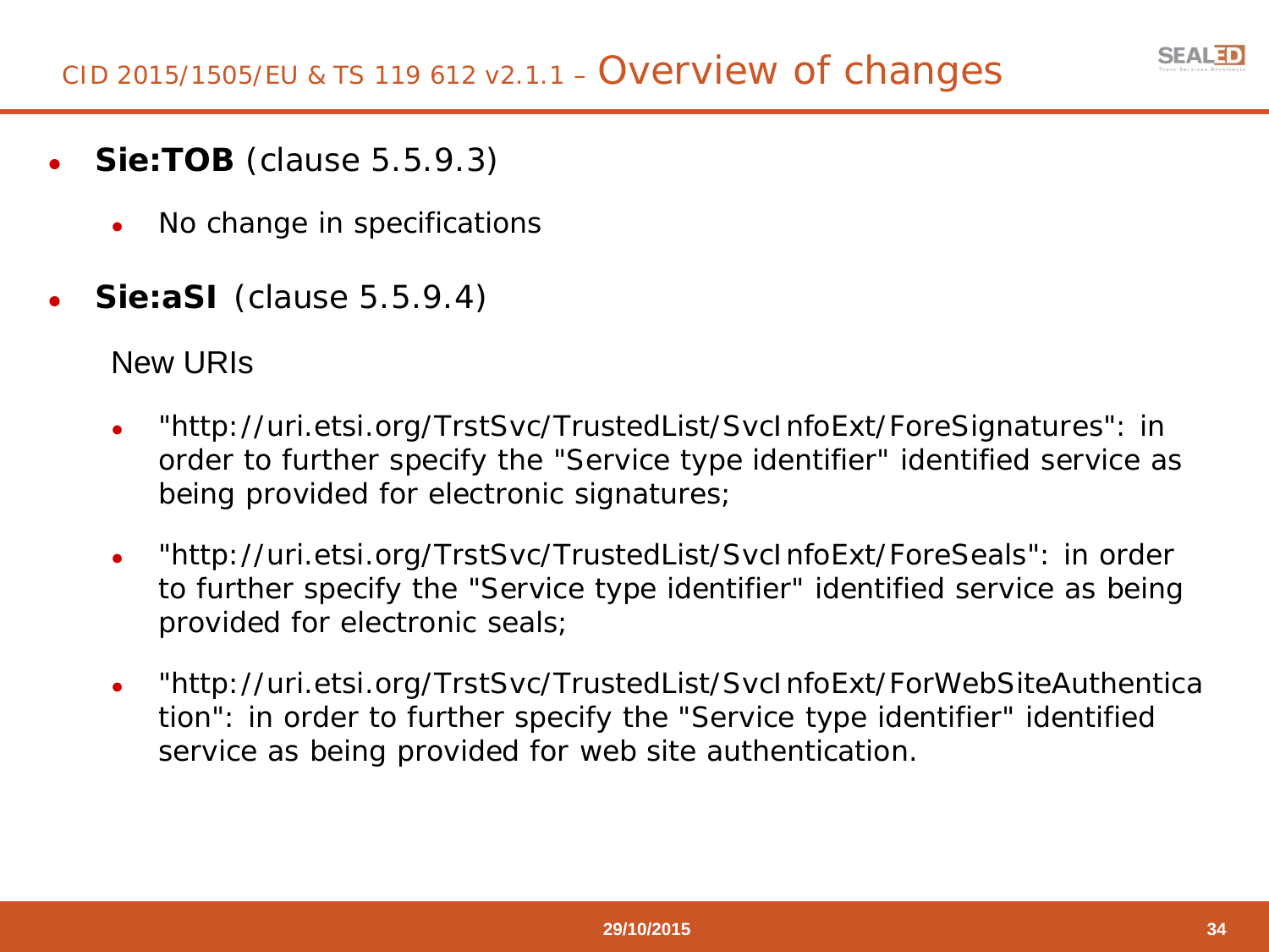# CID 2015/1505/EU & TS 119 612 v2.1.1 – Overview of changes

- **Sie:TOB** (clause 5.5.9.3)
  - No change in specifications
- **Sie:aSI** (clause 5.5.9.4)

  New URIs

  - "http://uri.etsi.org/TrstSvc/TrustedList/SvcInfoExt/ForeSignatures": in order to further specify the "Service type identifier" identified service as being provided for electronic signatures;
  - "http://uri.etsi.org/TrstSvc/TrustedList/SvcInfoExt/ForeSeals": in order to further specify the "Service type identifier" identified service as being provided for electronic seals;
  - "http://uri.etsi.org/TrstSvc/TrustedList/SvcInfoExt/ForWebSiteAuthentication": in order to further specify the "Service type identifier" identified service as being provided for web site authentication.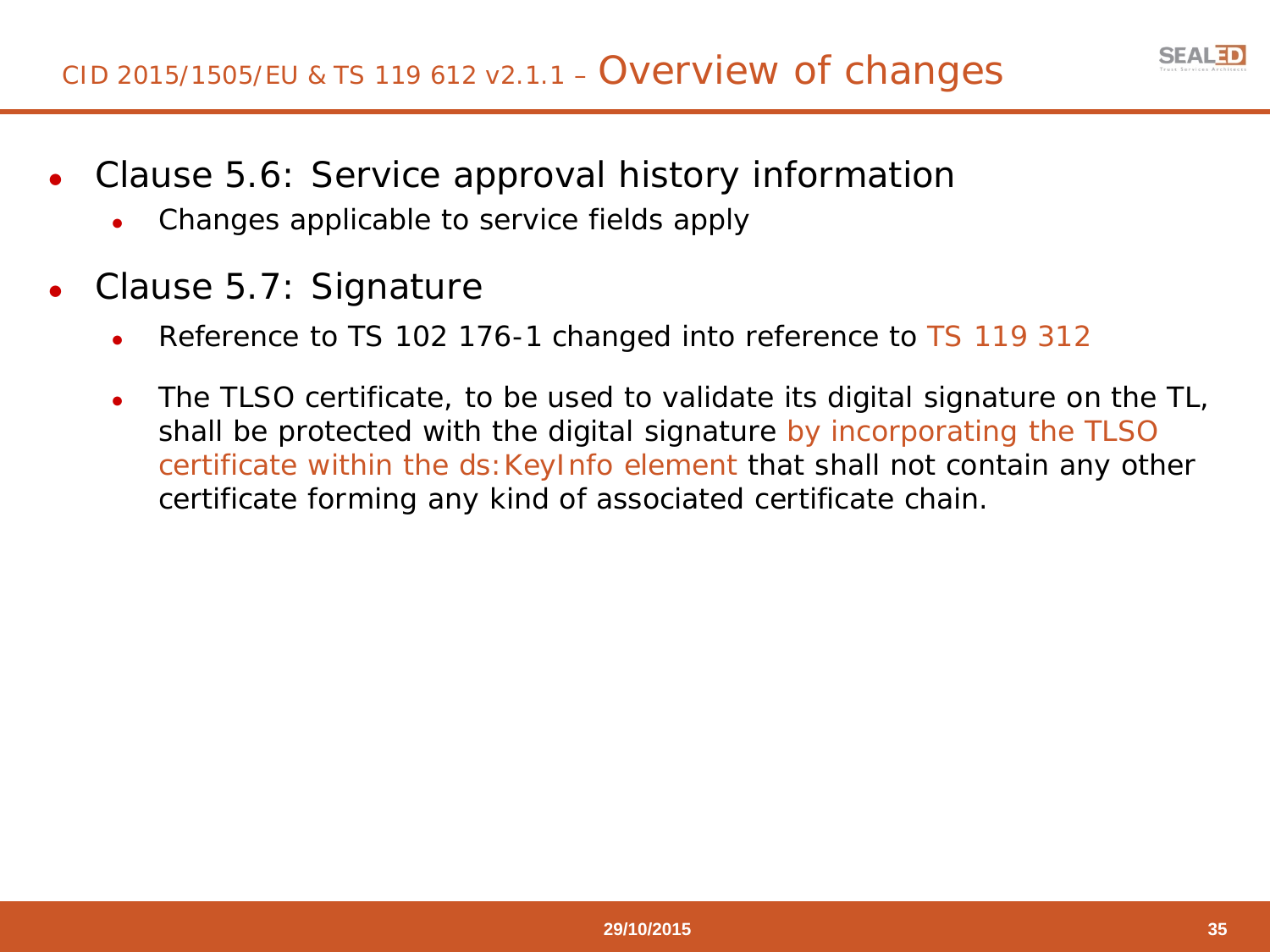## CID 2015/1505/EU & TS 119 612 v2.1.1 – Overview of changes

- Clause 5.6: Service approval history information
  - Changes applicable to service fields apply
- Clause 5.7: Signature
  - Reference to TS 102 176-1 changed into reference to TS 119 312
  - The TLSO certificate, to be used to validate its digital signature on the TL, shall be protected with the digital signature by incorporating the TLSO certificate within the ds:KeyInfo element that shall not contain any other certificate forming any kind of associated certificate chain.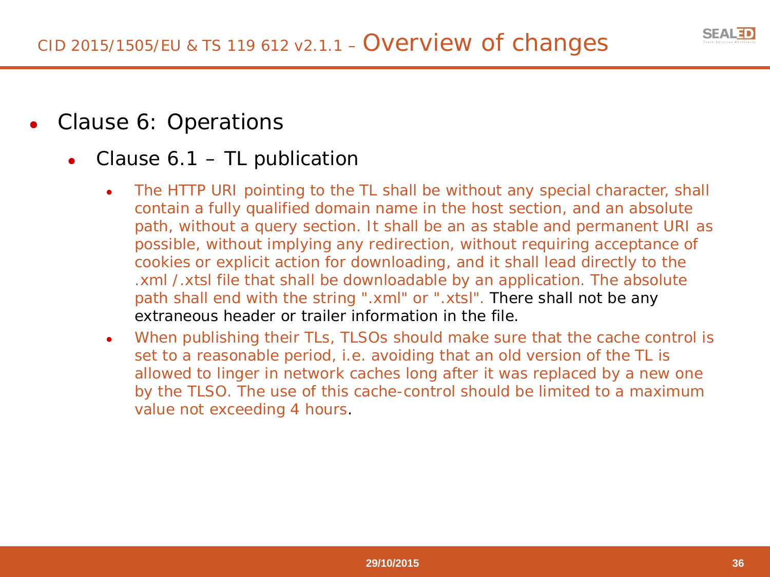# CID 2015/1505/EU & TS 119 612 v2.1.1 – Overview of changes

- Clause 6: Operations
  - Clause 6.1 – TL publication
    - The HTTP URI pointing to the TL shall be without any special character, shall contain a fully qualified domain name in the host section, and an absolute path, without a query section. It shall be an as stable and permanent URI as possible, without implying any redirection, without requiring acceptance of cookies or explicit action for downloading, and it shall lead directly to the .xml /.xtsl file that shall be downloadable by an application. The absolute path shall end with the string ".xml" or ".xtsl". There shall not be any extraneous header or trailer information in the file.
    - When publishing their TLs, TLSOs should make sure that the cache control is set to a reasonable period, i.e. avoiding that an old version of the TL is allowed to linger in network caches long after it was replaced by a new one by the TLSO. The use of this cache-control should be limited to a maximum value not exceeding 4 hours.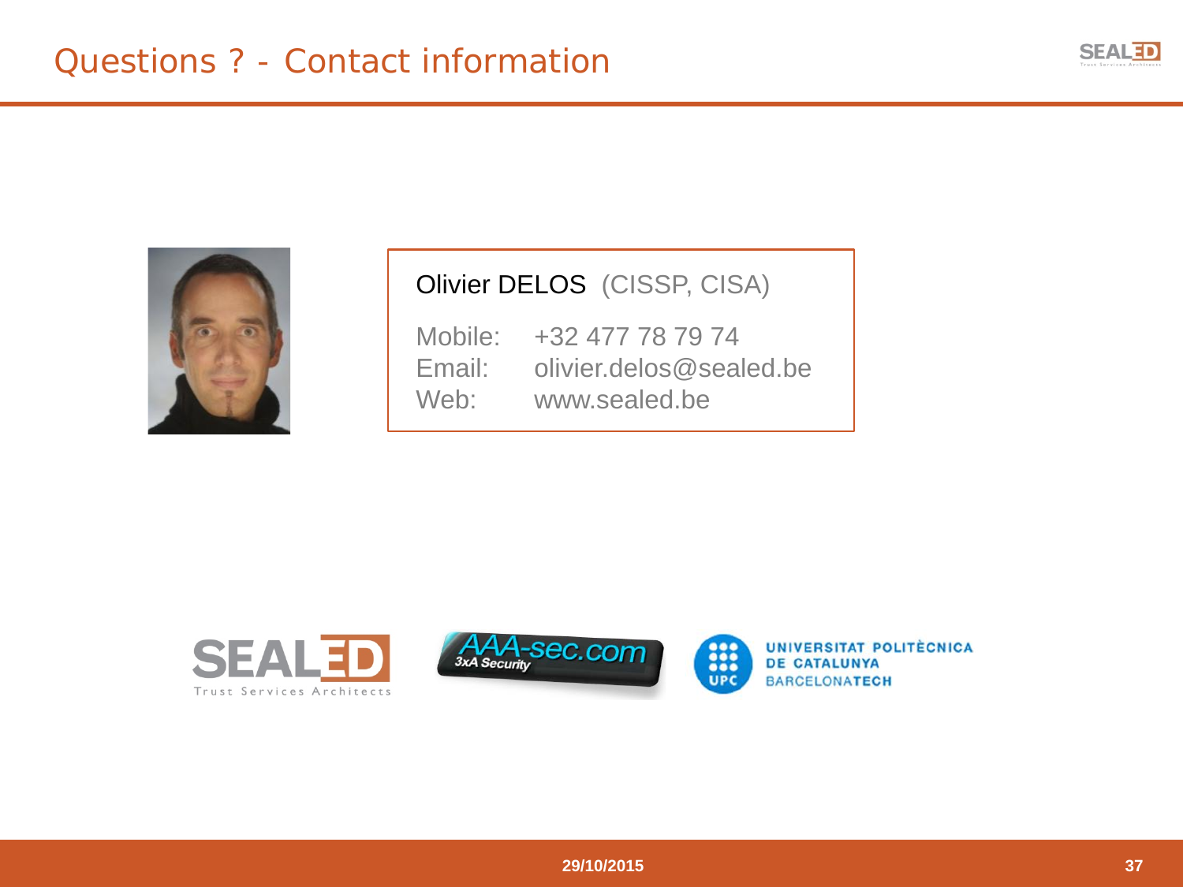# Questions ? - Contact information

Olivier DELOS (CISSP, CISA)

| | |
|---|---|
| Mobile: | +32 477 78 79 74 |
| Email: | olivier.delos@sealed.be |
| Web: | www.sealed.be |